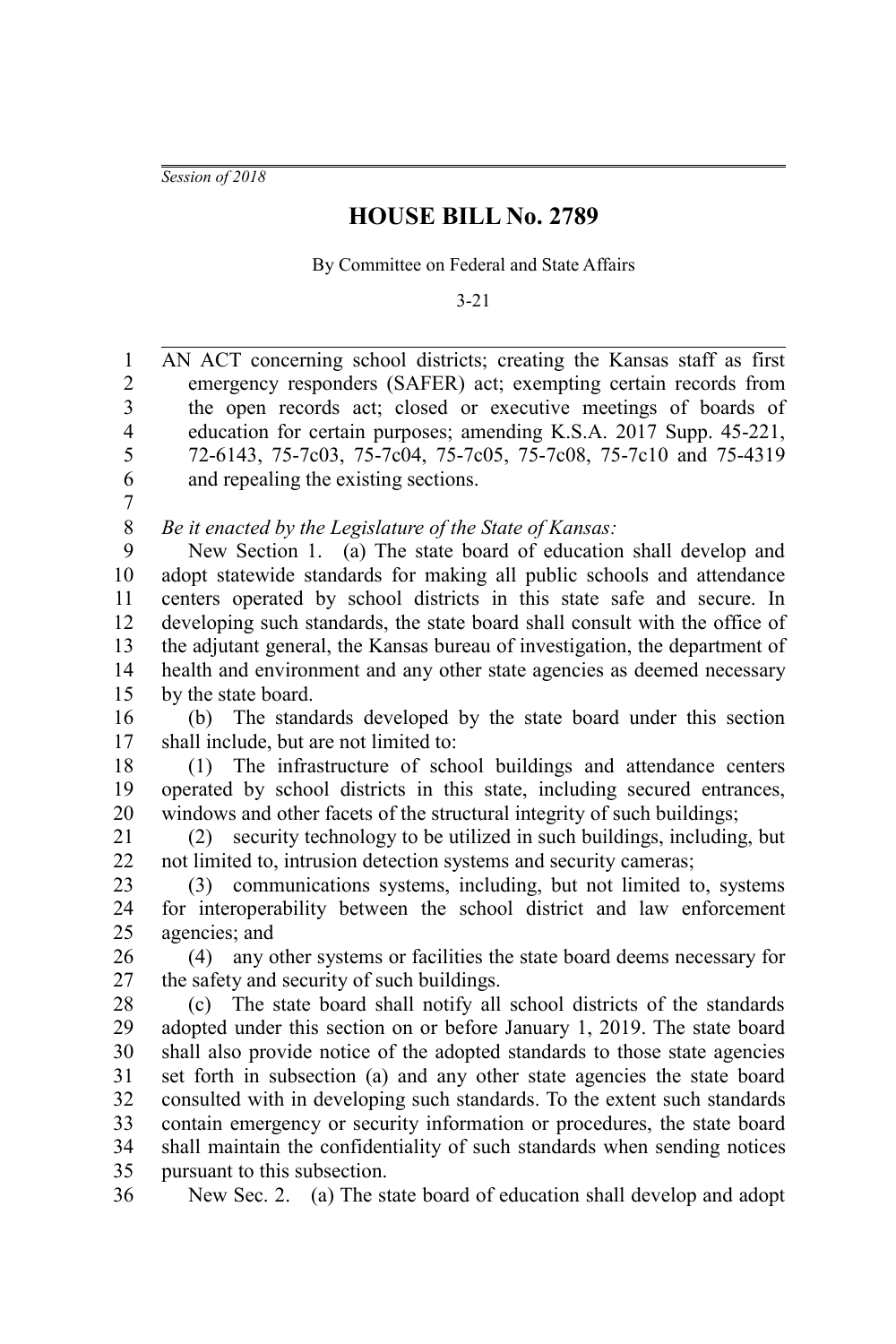*Session of 2018*

# HOUSE BILL No. 2789

By Committee on Federal and State Affairs

3-21

AN ACT concerning school districts; creating the Kansas staff as first emergency responders (SAFER) act; exempting certain records from the open records act; closed or executive meetings of boards of education for certain purposes; amending K.S.A. 2017 Supp. 45-221, 72-6143, 75-7c03, 75-7c04, 75-7c05, 75-7c08, 75-7c10 and 75-4319 and repealing the existing sections.

*Be it enacted by the Legislature of the State of Kansas:*

New Section 1. (a) The state board of education shall develop and adopt statewide standards for making all public schools and attendance centers operated by school districts in this state safe and secure. In developing such standards, the state board shall consult with the office of the adjutant general, the Kansas bureau of investigation, the department of health and environment and any other state agencies as deemed necessary by the state board.

(b) The standards developed by the state board under this section shall include, but are not limited to:

(1) The infrastructure of school buildings and attendance centers operated by school districts in this state, including secured entrances, windows and other facets of the structural integrity of such buildings;

(2) security technology to be utilized in such buildings, including, but not limited to, intrusion detection systems and security cameras;

(3) communications systems, including, but not limited to, systems for interoperability between the school district and law enforcement agencies; and

(4) any other systems or facilities the state board deems necessary for the safety and security of such buildings.

(c) The state board shall notify all school districts of the standards adopted under this section on or before January 1, 2019. The state board shall also provide notice of the adopted standards to those state agencies set forth in subsection (a) and any other state agencies the state board consulted with in developing such standards. To the extent such standards contain emergency or security information or procedures, the state board shall maintain the confidentiality of such standards when sending notices pursuant to this subsection.

New Sec. 2. (a) The state board of education shall develop and adopt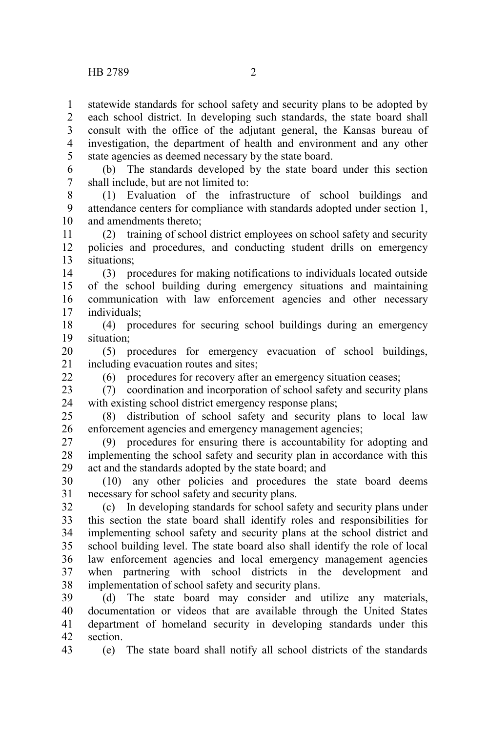statewide standards for school safety and security plans to be adopted by each school district. In developing such standards, the state board shall consult with the office of the adjutant general, the Kansas bureau of investigation, the department of health and environment and any other state agencies as deemed necessary by the state board.

(b) The standards developed by the state board under this section shall include, but are not limited to:

(1) Evaluation of the infrastructure of school buildings and attendance centers for compliance with standards adopted under section 1, and amendments thereto;

(2) training of school district employees on school safety and security policies and procedures, and conducting student drills on emergency situations;

(3) procedures for making notifications to individuals located outside of the school building during emergency situations and maintaining communication with law enforcement agencies and other necessary individuals;

(4) procedures for securing school buildings during an emergency situation;

(5) procedures for emergency evacuation of school buildings, including evacuation routes and sites;

(6) procedures for recovery after an emergency situation ceases;

(7) coordination and incorporation of school safety and security plans with existing school district emergency response plans;

(8) distribution of school safety and security plans to local law enforcement agencies and emergency management agencies;

(9) procedures for ensuring there is accountability for adopting and implementing the school safety and security plan in accordance with this act and the standards adopted by the state board; and

(10) any other policies and procedures the state board deems necessary for school safety and security plans.

(c) In developing standards for school safety and security plans under this section the state board shall identify roles and responsibilities for implementing school safety and security plans at the school district and school building level. The state board also shall identify the role of local law enforcement agencies and local emergency management agencies when partnering with school districts in the development and implementation of school safety and security plans.

(d) The state board may consider and utilize any materials, documentation or videos that are available through the United States department of homeland security in developing standards under this section.

(e) The state board shall notify all school districts of the standards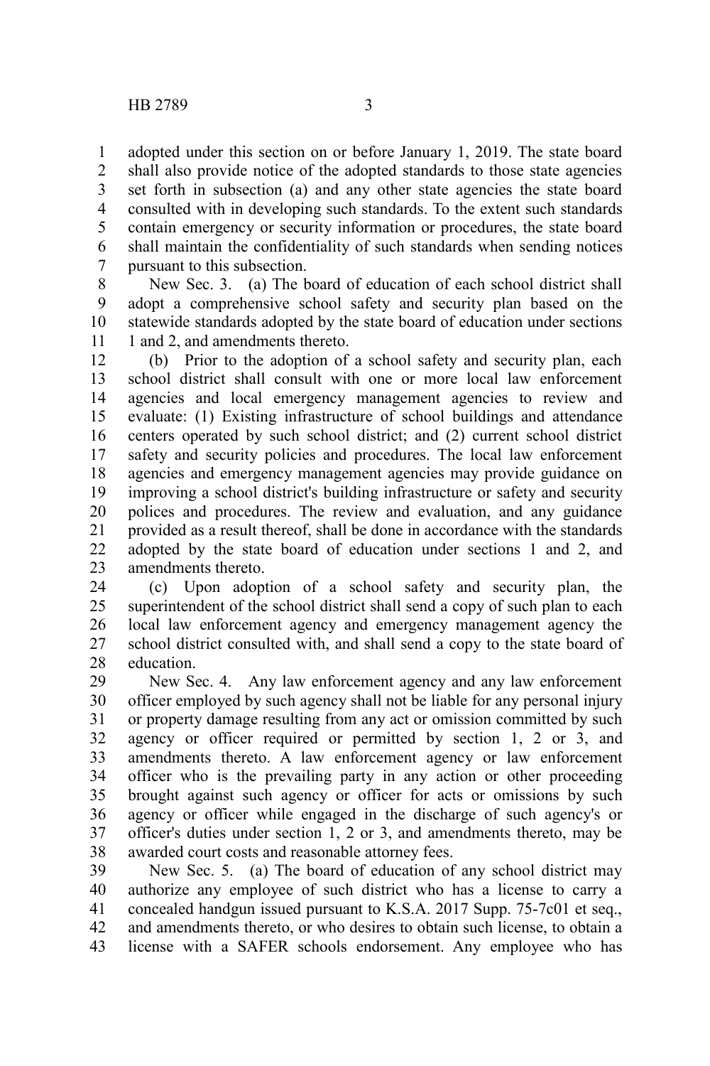adopted under this section on or before January 1, 2019. The state board shall also provide notice of the adopted standards to those state agencies set forth in subsection (a) and any other state agencies the state board consulted with in developing such standards. To the extent such standards contain emergency or security information or procedures, the state board shall maintain the confidentiality of such standards when sending notices pursuant to this subsection.

New Sec. 3. (a) The board of education of each school district shall adopt a comprehensive school safety and security plan based on the statewide standards adopted by the state board of education under sections 1 and 2, and amendments thereto.

(b) Prior to the adoption of a school safety and security plan, each school district shall consult with one or more local law enforcement agencies and local emergency management agencies to review and evaluate: (1) Existing infrastructure of school buildings and attendance centers operated by such school district; and (2) current school district safety and security policies and procedures. The local law enforcement agencies and emergency management agencies may provide guidance on improving a school district's building infrastructure or safety and security polices and procedures. The review and evaluation, and any guidance provided as a result thereof, shall be done in accordance with the standards adopted by the state board of education under sections 1 and 2, and amendments thereto.

(c) Upon adoption of a school safety and security plan, the superintendent of the school district shall send a copy of such plan to each local law enforcement agency and emergency management agency the school district consulted with, and shall send a copy to the state board of education.

New Sec. 4. Any law enforcement agency and any law enforcement officer employed by such agency shall not be liable for any personal injury or property damage resulting from any act or omission committed by such agency or officer required or permitted by section 1, 2 or 3, and amendments thereto. A law enforcement agency or law enforcement officer who is the prevailing party in any action or other proceeding brought against such agency or officer for acts or omissions by such agency or officer while engaged in the discharge of such agency's or officer's duties under section 1, 2 or 3, and amendments thereto, may be awarded court costs and reasonable attorney fees.

New Sec. 5. (a) The board of education of any school district may authorize any employee of such district who has a license to carry a concealed handgun issued pursuant to K.S.A. 2017 Supp. 75-7c01 et seq., and amendments thereto, or who desires to obtain such license, to obtain a license with a SAFER schools endorsement. Any employee who has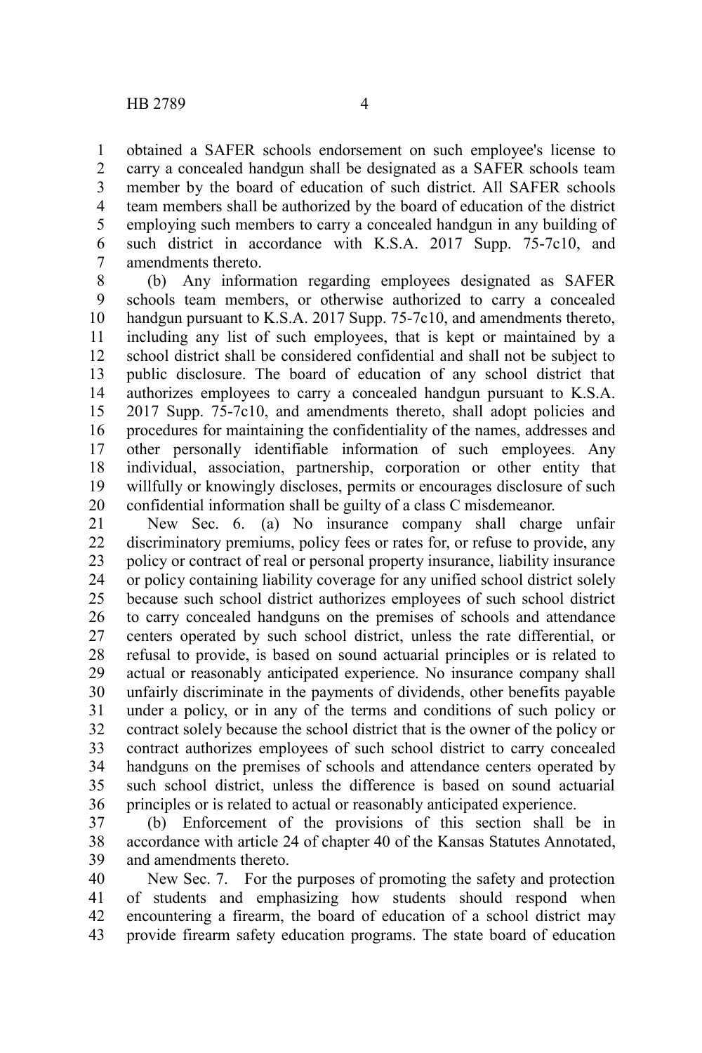obtained a SAFER schools endorsement on such employee's license to carry a concealed handgun shall be designated as a SAFER schools team member by the board of education of such district. All SAFER schools team members shall be authorized by the board of education of the district employing such members to carry a concealed handgun in any building of such district in accordance with K.S.A. 2017 Supp. 75-7c10, and amendments thereto.

(b) Any information regarding employees designated as SAFER schools team members, or otherwise authorized to carry a concealed handgun pursuant to K.S.A. 2017 Supp. 75-7c10, and amendments thereto, including any list of such employees, that is kept or maintained by a school district shall be considered confidential and shall not be subject to public disclosure. The board of education of any school district that authorizes employees to carry a concealed handgun pursuant to K.S.A. 2017 Supp. 75-7c10, and amendments thereto, shall adopt policies and procedures for maintaining the confidentiality of the names, addresses and other personally identifiable information of such employees. Any individual, association, partnership, corporation or other entity that willfully or knowingly discloses, permits or encourages disclosure of such confidential information shall be guilty of a class C misdemeanor.

New Sec. 6. (a) No insurance company shall charge unfair discriminatory premiums, policy fees or rates for, or refuse to provide, any policy or contract of real or personal property insurance, liability insurance or policy containing liability coverage for any unified school district solely because such school district authorizes employees of such school district to carry concealed handguns on the premises of schools and attendance centers operated by such school district, unless the rate differential, or refusal to provide, is based on sound actuarial principles or is related to actual or reasonably anticipated experience. No insurance company shall unfairly discriminate in the payments of dividends, other benefits payable under a policy, or in any of the terms and conditions of such policy or contract solely because the school district that is the owner of the policy or contract authorizes employees of such school district to carry concealed handguns on the premises of schools and attendance centers operated by such school district, unless the difference is based on sound actuarial principles or is related to actual or reasonably anticipated experience.

(b) Enforcement of the provisions of this section shall be in accordance with article 24 of chapter 40 of the Kansas Statutes Annotated, and amendments thereto.

New Sec. 7. For the purposes of promoting the safety and protection of students and emphasizing how students should respond when encountering a firearm, the board of education of a school district may provide firearm safety education programs. The state board of education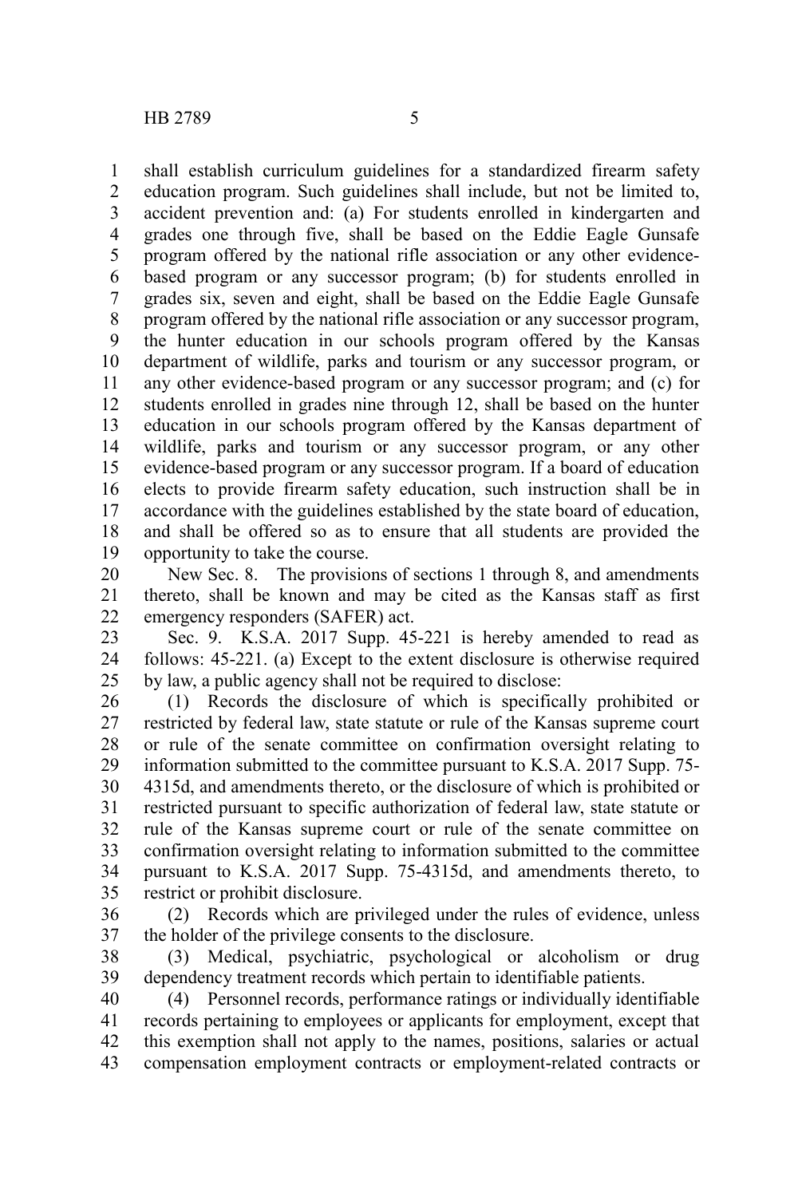shall establish curriculum guidelines for a standardized firearm safety education program. Such guidelines shall include, but not be limited to, accident prevention and: (a) For students enrolled in kindergarten and grades one through five, shall be based on the Eddie Eagle Gunsafe program offered by the national rifle association or any other evidence-based program or any successor program; (b) for students enrolled in grades six, seven and eight, shall be based on the Eddie Eagle Gunsafe program offered by the national rifle association or any successor program, the hunter education in our schools program offered by the Kansas department of wildlife, parks and tourism or any successor program, or any other evidence-based program or any successor program; and (c) for students enrolled in grades nine through 12, shall be based on the hunter education in our schools program offered by the Kansas department of wildlife, parks and tourism or any successor program, or any other evidence-based program or any successor program. If a board of education elects to provide firearm safety education, such instruction shall be in accordance with the guidelines established by the state board of education, and shall be offered so as to ensure that all students are provided the opportunity to take the course.

New Sec. 8. The provisions of sections 1 through 8, and amendments thereto, shall be known and may be cited as the Kansas staff as first emergency responders (SAFER) act.

Sec. 9. K.S.A. 2017 Supp. 45-221 is hereby amended to read as follows: 45-221. (a) Except to the extent disclosure is otherwise required by law, a public agency shall not be required to disclose:

(1) Records the disclosure of which is specifically prohibited or restricted by federal law, state statute or rule of the Kansas supreme court or rule of the senate committee on confirmation oversight relating to information submitted to the committee pursuant to K.S.A. 2017 Supp. 75-4315d, and amendments thereto, or the disclosure of which is prohibited or restricted pursuant to specific authorization of federal law, state statute or rule of the Kansas supreme court or rule of the senate committee on confirmation oversight relating to information submitted to the committee pursuant to K.S.A. 2017 Supp. 75-4315d, and amendments thereto, to restrict or prohibit disclosure.

(2) Records which are privileged under the rules of evidence, unless the holder of the privilege consents to the disclosure.

(3) Medical, psychiatric, psychological or alcoholism or drug dependency treatment records which pertain to identifiable patients.

(4) Personnel records, performance ratings or individually identifiable records pertaining to employees or applicants for employment, except that this exemption shall not apply to the names, positions, salaries or actual compensation employment contracts or employment-related contracts or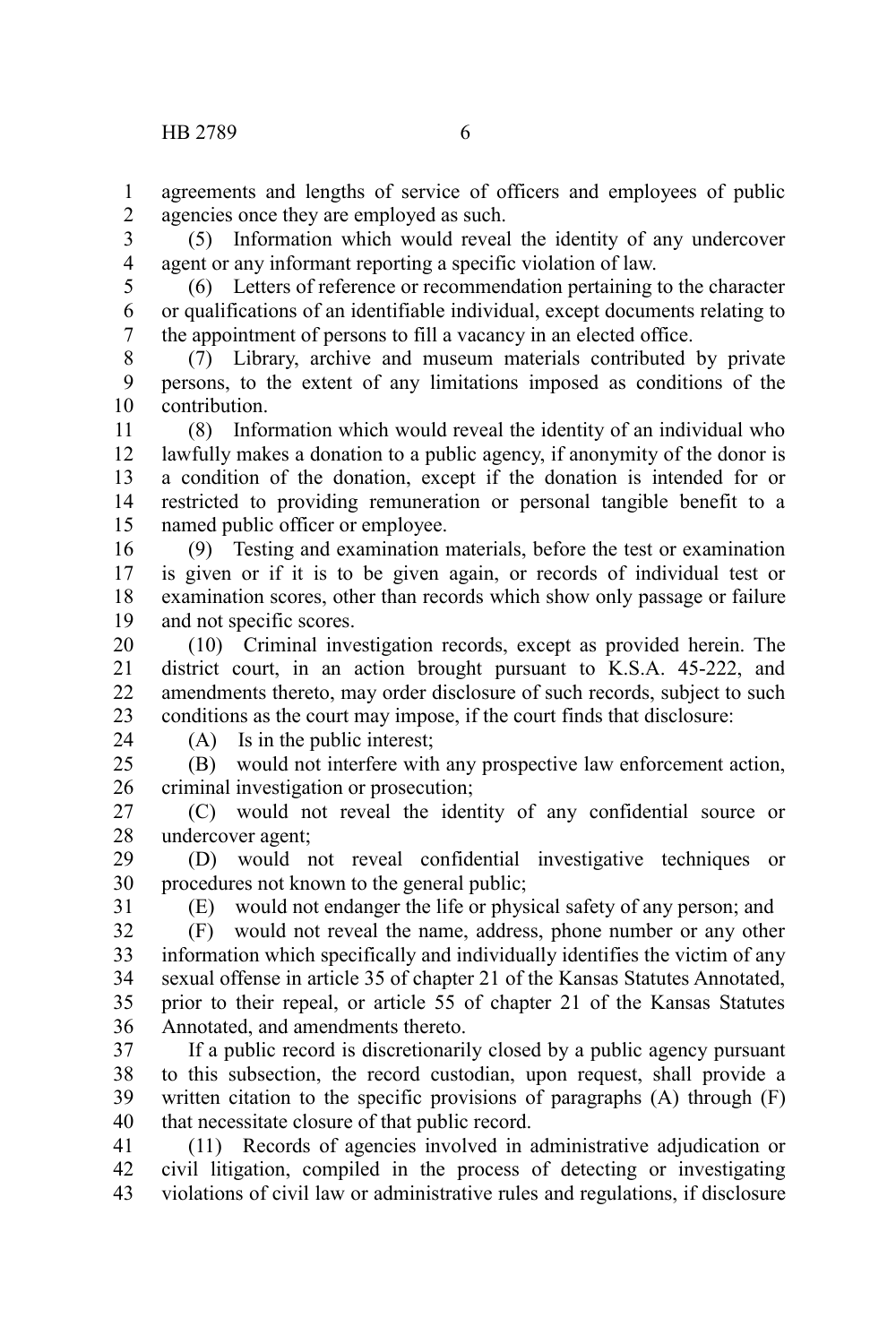agreements and lengths of service of officers and employees of public agencies once they are employed as such.

(5) Information which would reveal the identity of any undercover agent or any informant reporting a specific violation of law.

(6) Letters of reference or recommendation pertaining to the character or qualifications of an identifiable individual, except documents relating to the appointment of persons to fill a vacancy in an elected office.

(7) Library, archive and museum materials contributed by private persons, to the extent of any limitations imposed as conditions of the contribution.

(8) Information which would reveal the identity of an individual who lawfully makes a donation to a public agency, if anonymity of the donor is a condition of the donation, except if the donation is intended for or restricted to providing remuneration or personal tangible benefit to a named public officer or employee.

(9) Testing and examination materials, before the test or examination is given or if it is to be given again, or records of individual test or examination scores, other than records which show only passage or failure and not specific scores.

(10) Criminal investigation records, except as provided herein. The district court, in an action brought pursuant to K.S.A. 45-222, and amendments thereto, may order disclosure of such records, subject to such conditions as the court may impose, if the court finds that disclosure:

(A) Is in the public interest;

(B) would not interfere with any prospective law enforcement action, criminal investigation or prosecution;

(C) would not reveal the identity of any confidential source or undercover agent;

(D) would not reveal confidential investigative techniques or procedures not known to the general public;

(E) would not endanger the life or physical safety of any person; and

(F) would not reveal the name, address, phone number or any other information which specifically and individually identifies the victim of any sexual offense in article 35 of chapter 21 of the Kansas Statutes Annotated, prior to their repeal, or article 55 of chapter 21 of the Kansas Statutes Annotated, and amendments thereto.

If a public record is discretionarily closed by a public agency pursuant to this subsection, the record custodian, upon request, shall provide a written citation to the specific provisions of paragraphs (A) through (F) that necessitate closure of that public record.

(11) Records of agencies involved in administrative adjudication or civil litigation, compiled in the process of detecting or investigating violations of civil law or administrative rules and regulations, if disclosure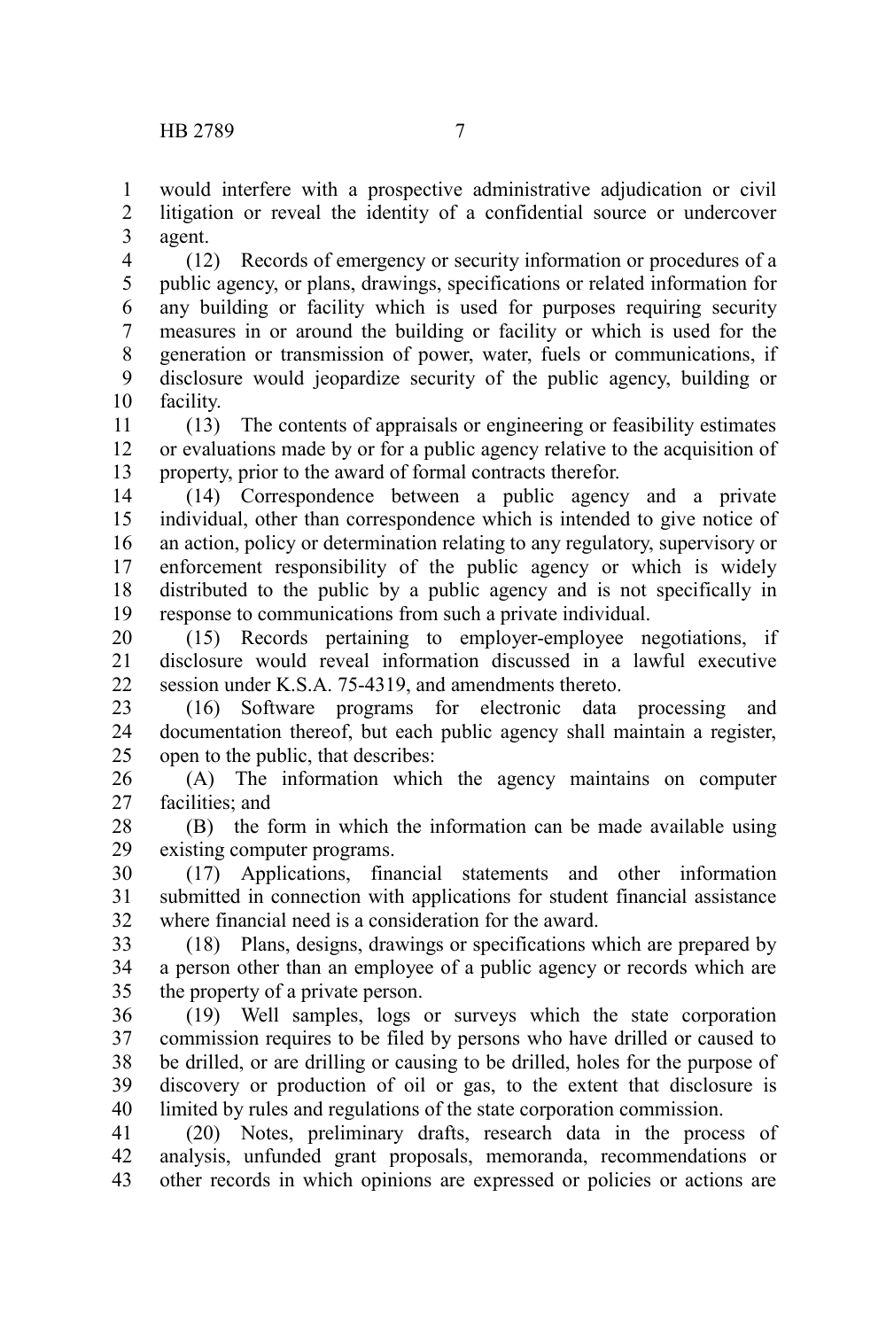would interfere with a prospective administrative adjudication or civil litigation or reveal the identity of a confidential source or undercover agent.

(12) Records of emergency or security information or procedures of a public agency, or plans, drawings, specifications or related information for any building or facility which is used for purposes requiring security measures in or around the building or facility or which is used for the generation or transmission of power, water, fuels or communications, if disclosure would jeopardize security of the public agency, building or facility.

(13) The contents of appraisals or engineering or feasibility estimates or evaluations made by or for a public agency relative to the acquisition of property, prior to the award of formal contracts therefor.

(14) Correspondence between a public agency and a private individual, other than correspondence which is intended to give notice of an action, policy or determination relating to any regulatory, supervisory or enforcement responsibility of the public agency or which is widely distributed to the public by a public agency and is not specifically in response to communications from such a private individual.

(15) Records pertaining to employer-employee negotiations, if disclosure would reveal information discussed in a lawful executive session under K.S.A. 75-4319, and amendments thereto.

(16) Software programs for electronic data processing and documentation thereof, but each public agency shall maintain a register, open to the public, that describes:

(A) The information which the agency maintains on computer facilities; and

(B) the form in which the information can be made available using existing computer programs.

(17) Applications, financial statements and other information submitted in connection with applications for student financial assistance where financial need is a consideration for the award.

(18) Plans, designs, drawings or specifications which are prepared by a person other than an employee of a public agency or records which are the property of a private person.

(19) Well samples, logs or surveys which the state corporation commission requires to be filed by persons who have drilled or caused to be drilled, or are drilling or causing to be drilled, holes for the purpose of discovery or production of oil or gas, to the extent that disclosure is limited by rules and regulations of the state corporation commission.

(20) Notes, preliminary drafts, research data in the process of analysis, unfunded grant proposals, memoranda, recommendations or other records in which opinions are expressed or policies or actions are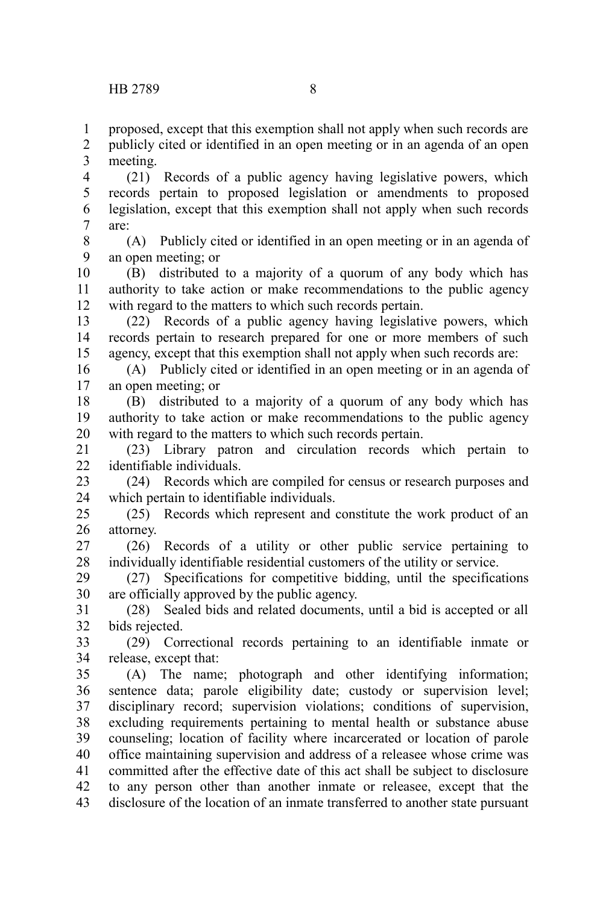proposed, except that this exemption shall not apply when such records are publicly cited or identified in an open meeting or in an agenda of an open meeting.

(21) Records of a public agency having legislative powers, which records pertain to proposed legislation or amendments to proposed legislation, except that this exemption shall not apply when such records are:

(A) Publicly cited or identified in an open meeting or in an agenda of an open meeting; or

(B) distributed to a majority of a quorum of any body which has authority to take action or make recommendations to the public agency with regard to the matters to which such records pertain.

(22) Records of a public agency having legislative powers, which records pertain to research prepared for one or more members of such agency, except that this exemption shall not apply when such records are:

(A) Publicly cited or identified in an open meeting or in an agenda of an open meeting; or

(B) distributed to a majority of a quorum of any body which has authority to take action or make recommendations to the public agency with regard to the matters to which such records pertain.

(23) Library patron and circulation records which pertain to identifiable individuals.

(24) Records which are compiled for census or research purposes and which pertain to identifiable individuals.

(25) Records which represent and constitute the work product of an attorney.

(26) Records of a utility or other public service pertaining to individually identifiable residential customers of the utility or service.

(27) Specifications for competitive bidding, until the specifications are officially approved by the public agency.

(28) Sealed bids and related documents, until a bid is accepted or all bids rejected.

(29) Correctional records pertaining to an identifiable inmate or release, except that:

(A) The name; photograph and other identifying information; sentence data; parole eligibility date; custody or supervision level; disciplinary record; supervision violations; conditions of supervision, excluding requirements pertaining to mental health or substance abuse counseling; location of facility where incarcerated or location of parole office maintaining supervision and address of a releasee whose crime was committed after the effective date of this act shall be subject to disclosure to any person other than another inmate or releasee, except that the disclosure of the location of an inmate transferred to another state pursuant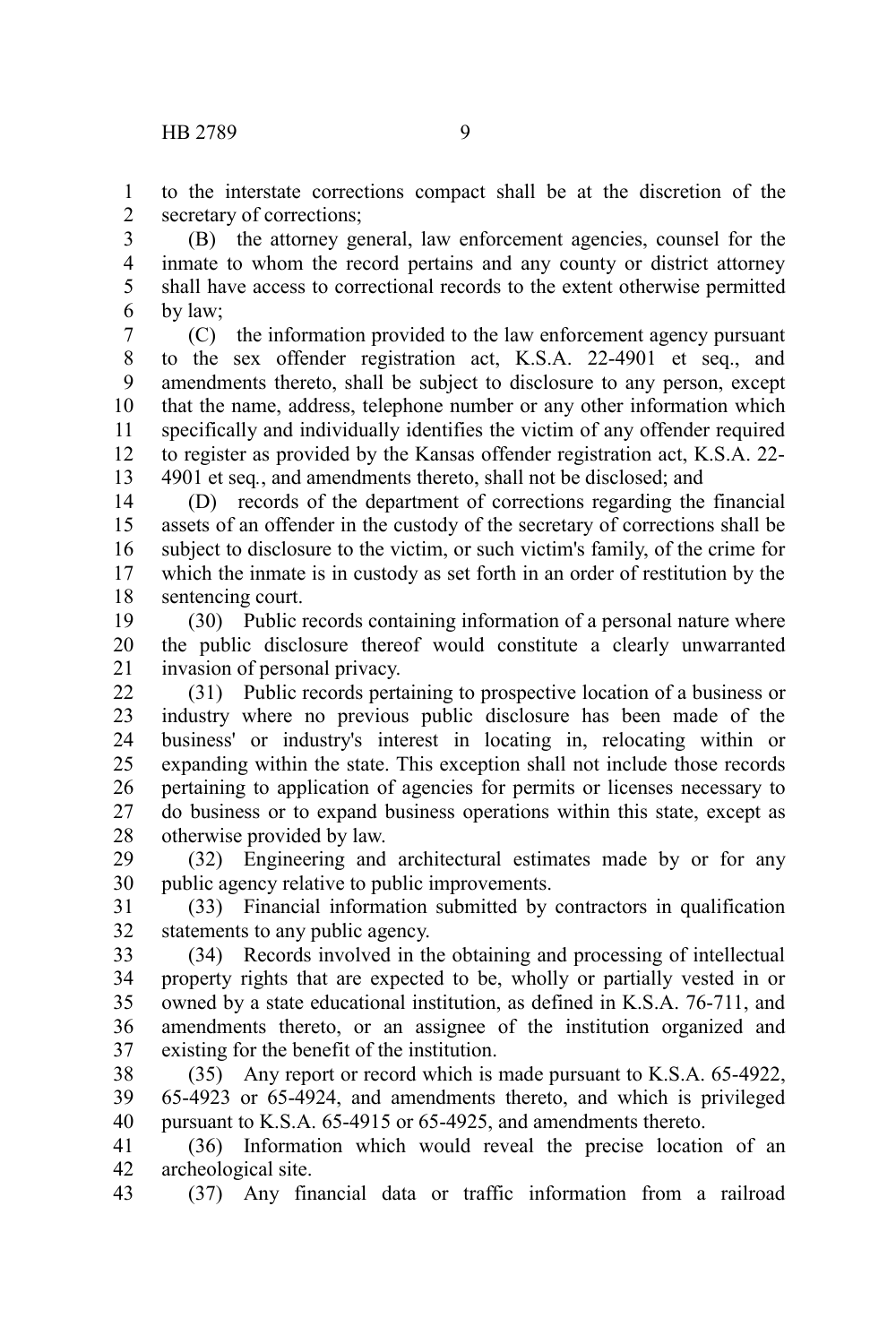to the interstate corrections compact shall be at the discretion of the secretary of corrections;

(B) the attorney general, law enforcement agencies, counsel for the inmate to whom the record pertains and any county or district attorney shall have access to correctional records to the extent otherwise permitted by law;

(C) the information provided to the law enforcement agency pursuant to the sex offender registration act, K.S.A. 22-4901 et seq., and amendments thereto, shall be subject to disclosure to any person, except that the name, address, telephone number or any other information which specifically and individually identifies the victim of any offender required to register as provided by the Kansas offender registration act, K.S.A. 22-4901 et seq., and amendments thereto, shall not be disclosed; and

(D) records of the department of corrections regarding the financial assets of an offender in the custody of the secretary of corrections shall be subject to disclosure to the victim, or such victim's family, of the crime for which the inmate is in custody as set forth in an order of restitution by the sentencing court.

(30) Public records containing information of a personal nature where the public disclosure thereof would constitute a clearly unwarranted invasion of personal privacy.

(31) Public records pertaining to prospective location of a business or industry where no previous public disclosure has been made of the business' or industry's interest in locating in, relocating within or expanding within the state. This exception shall not include those records pertaining to application of agencies for permits or licenses necessary to do business or to expand business operations within this state, except as otherwise provided by law.

(32) Engineering and architectural estimates made by or for any public agency relative to public improvements.

(33) Financial information submitted by contractors in qualification statements to any public agency.

(34) Records involved in the obtaining and processing of intellectual property rights that are expected to be, wholly or partially vested in or owned by a state educational institution, as defined in K.S.A. 76-711, and amendments thereto, or an assignee of the institution organized and existing for the benefit of the institution.

(35) Any report or record which is made pursuant to K.S.A. 65-4922, 65-4923 or 65-4924, and amendments thereto, and which is privileged pursuant to K.S.A. 65-4915 or 65-4925, and amendments thereto.

(36) Information which would reveal the precise location of an archeological site.

(37) Any financial data or traffic information from a railroad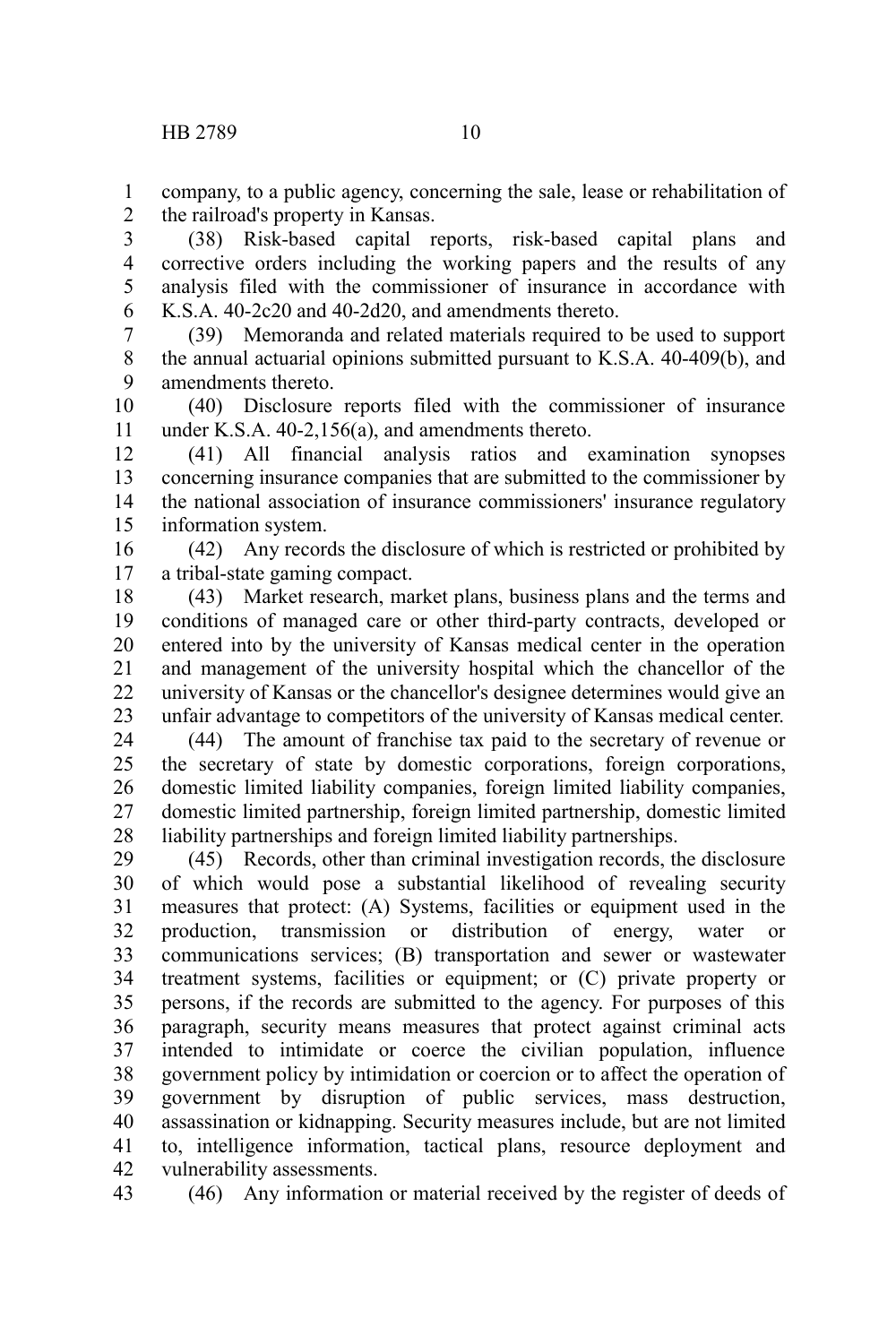company, to a public agency, concerning the sale, lease or rehabilitation of the railroad's property in Kansas.

(38) Risk-based capital reports, risk-based capital plans and corrective orders including the working papers and the results of any analysis filed with the commissioner of insurance in accordance with K.S.A. 40-2c20 and 40-2d20, and amendments thereto.

(39) Memoranda and related materials required to be used to support the annual actuarial opinions submitted pursuant to K.S.A. 40-409(b), and amendments thereto.

(40) Disclosure reports filed with the commissioner of insurance under K.S.A. 40-2,156(a), and amendments thereto.

(41) All financial analysis ratios and examination synopses concerning insurance companies that are submitted to the commissioner by the national association of insurance commissioners' insurance regulatory information system.

(42) Any records the disclosure of which is restricted or prohibited by a tribal-state gaming compact.

(43) Market research, market plans, business plans and the terms and conditions of managed care or other third-party contracts, developed or entered into by the university of Kansas medical center in the operation and management of the university hospital which the chancellor of the university of Kansas or the chancellor's designee determines would give an unfair advantage to competitors of the university of Kansas medical center.

(44) The amount of franchise tax paid to the secretary of revenue or the secretary of state by domestic corporations, foreign corporations, domestic limited liability companies, foreign limited liability companies, domestic limited partnership, foreign limited partnership, domestic limited liability partnerships and foreign limited liability partnerships.

(45) Records, other than criminal investigation records, the disclosure of which would pose a substantial likelihood of revealing security measures that protect: (A) Systems, facilities or equipment used in the production, transmission or distribution of energy, water or communications services; (B) transportation and sewer or wastewater treatment systems, facilities or equipment; or (C) private property or persons, if the records are submitted to the agency. For purposes of this paragraph, security means measures that protect against criminal acts intended to intimidate or coerce the civilian population, influence government policy by intimidation or coercion or to affect the operation of government by disruption of public services, mass destruction, assassination or kidnapping. Security measures include, but are not limited to, intelligence information, tactical plans, resource deployment and vulnerability assessments.

(46) Any information or material received by the register of deeds of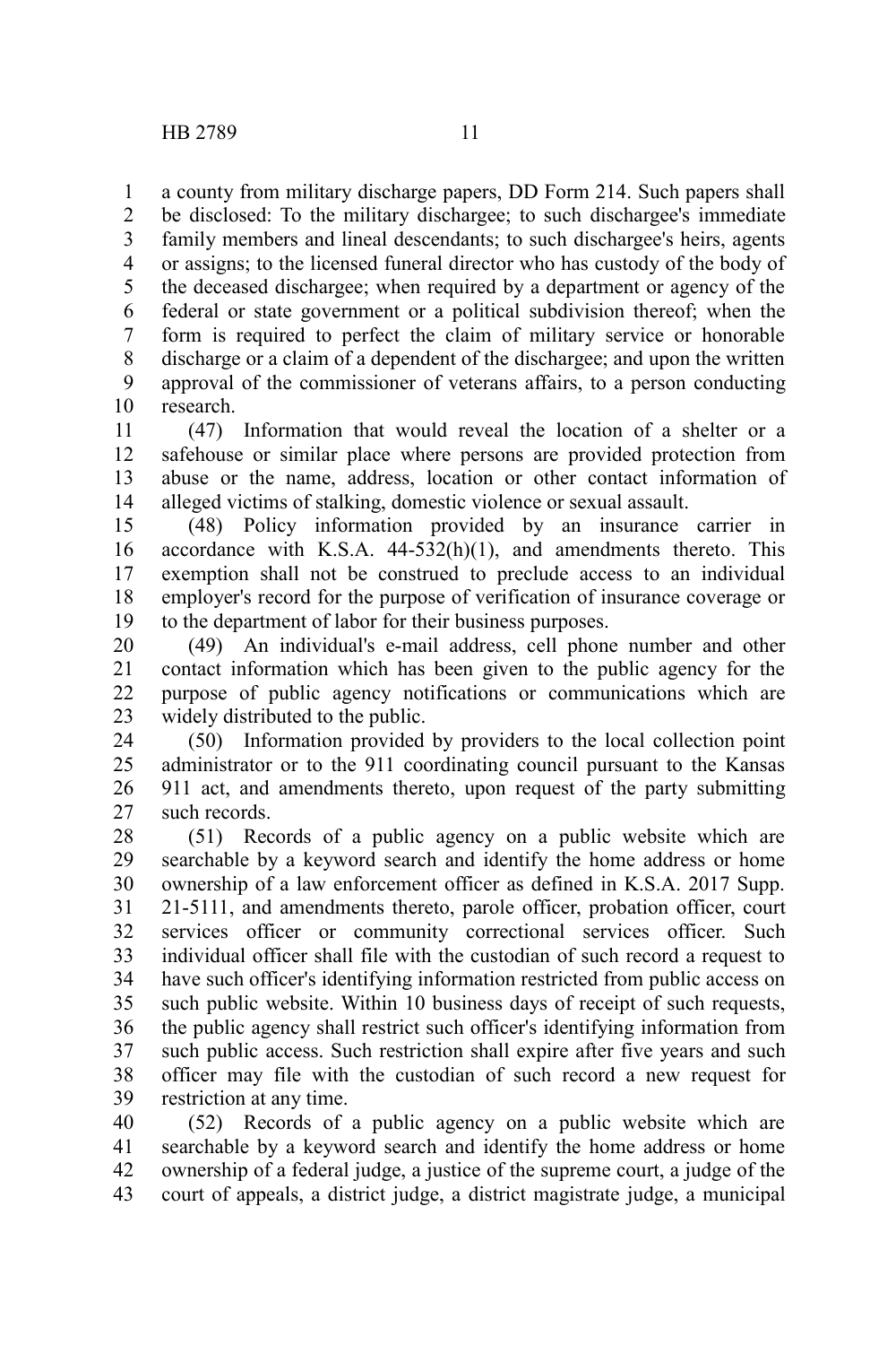a county from military discharge papers, DD Form 214. Such papers shall be disclosed: To the military dischargee; to such dischargee's immediate family members and lineal descendants; to such dischargee's heirs, agents or assigns; to the licensed funeral director who has custody of the body of the deceased dischargee; when required by a department or agency of the federal or state government or a political subdivision thereof; when the form is required to perfect the claim of military service or honorable discharge or a claim of a dependent of the dischargee; and upon the written approval of the commissioner of veterans affairs, to a person conducting research.

(47) Information that would reveal the location of a shelter or a safehouse or similar place where persons are provided protection from abuse or the name, address, location or other contact information of alleged victims of stalking, domestic violence or sexual assault.

(48) Policy information provided by an insurance carrier in accordance with K.S.A. 44-532(h)(1), and amendments thereto. This exemption shall not be construed to preclude access to an individual employer's record for the purpose of verification of insurance coverage or to the department of labor for their business purposes.

(49) An individual's e-mail address, cell phone number and other contact information which has been given to the public agency for the purpose of public agency notifications or communications which are widely distributed to the public.

(50) Information provided by providers to the local collection point administrator or to the 911 coordinating council pursuant to the Kansas 911 act, and amendments thereto, upon request of the party submitting such records.

(51) Records of a public agency on a public website which are searchable by a keyword search and identify the home address or home ownership of a law enforcement officer as defined in K.S.A. 2017 Supp. 21-5111, and amendments thereto, parole officer, probation officer, court services officer or community correctional services officer. Such individual officer shall file with the custodian of such record a request to have such officer's identifying information restricted from public access on such public website. Within 10 business days of receipt of such requests, the public agency shall restrict such officer's identifying information from such public access. Such restriction shall expire after five years and such officer may file with the custodian of such record a new request for restriction at any time.

(52) Records of a public agency on a public website which are searchable by a keyword search and identify the home address or home ownership of a federal judge, a justice of the supreme court, a judge of the court of appeals, a district judge, a district magistrate judge, a municipal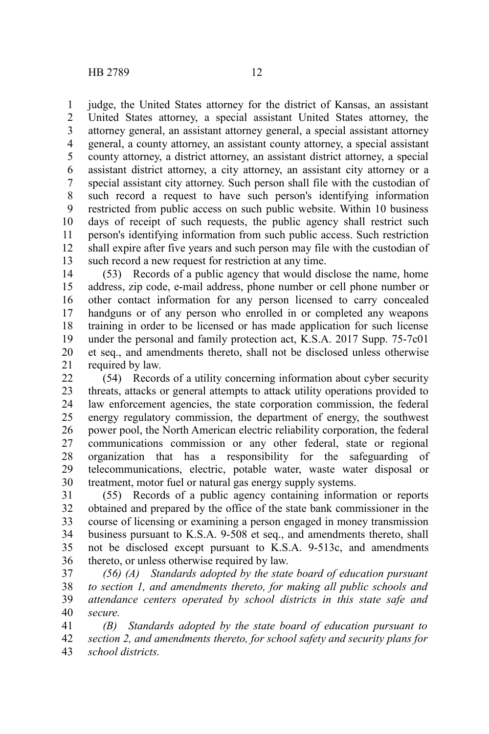judge, the United States attorney for the district of Kansas, an assistant United States attorney, a special assistant United States attorney, the attorney general, an assistant attorney general, a special assistant attorney general, a county attorney, an assistant county attorney, a special assistant county attorney, a district attorney, an assistant district attorney, a special assistant district attorney, a city attorney, an assistant city attorney or a special assistant city attorney. Such person shall file with the custodian of such record a request to have such person's identifying information restricted from public access on such public website. Within 10 business days of receipt of such requests, the public agency shall restrict such person's identifying information from such public access. Such restriction shall expire after five years and such person may file with the custodian of such record a new request for restriction at any time.

(53) Records of a public agency that would disclose the name, home address, zip code, e-mail address, phone number or cell phone number or other contact information for any person licensed to carry concealed handguns or of any person who enrolled in or completed any weapons training in order to be licensed or has made application for such license under the personal and family protection act, K.S.A. 2017 Supp. 75-7c01 et seq., and amendments thereto, shall not be disclosed unless otherwise required by law.

(54) Records of a utility concerning information about cyber security threats, attacks or general attempts to attack utility operations provided to law enforcement agencies, the state corporation commission, the federal energy regulatory commission, the department of energy, the southwest power pool, the North American electric reliability corporation, the federal communications commission or any other federal, state or regional organization that has a responsibility for the safeguarding of telecommunications, electric, potable water, waste water disposal or treatment, motor fuel or natural gas energy supply systems.

(55) Records of a public agency containing information or reports obtained and prepared by the office of the state bank commissioner in the course of licensing or examining a person engaged in money transmission business pursuant to K.S.A. 9-508 et seq., and amendments thereto, shall not be disclosed except pursuant to K.S.A. 9-513c, and amendments thereto, or unless otherwise required by law.

*(56) (A) Standards adopted by the state board of education pursuant to section 1, and amendments thereto, for making all public schools and attendance centers operated by school districts in this state safe and secure.*

*(B) Standards adopted by the state board of education pursuant to section 2, and amendments thereto, for school safety and security plans for school districts.*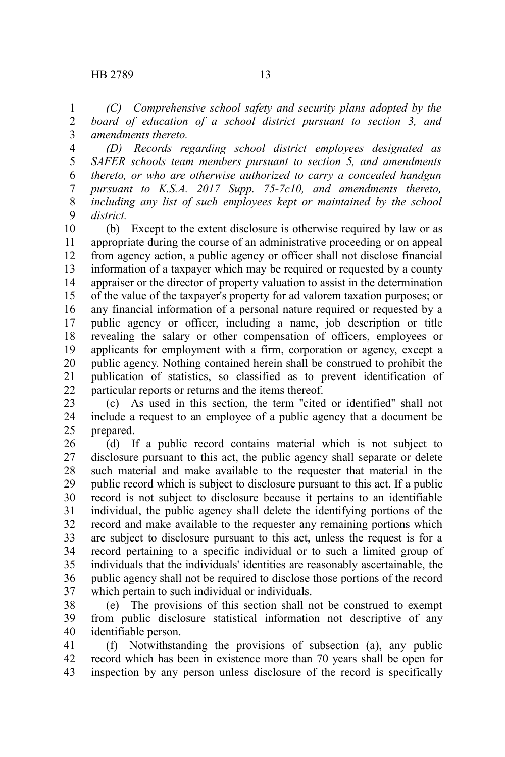*(C) Comprehensive school safety and security plans adopted by the board of education of a school district pursuant to section 3, and amendments thereto.*

*(D) Records regarding school district employees designated as SAFER schools team members pursuant to section 5, and amendments thereto, or who are otherwise authorized to carry a concealed handgun pursuant to K.S.A. 2017 Supp. 75-7c10, and amendments thereto, including any list of such employees kept or maintained by the school district.*

(b) Except to the extent disclosure is otherwise required by law or as appropriate during the course of an administrative proceeding or on appeal from agency action, a public agency or officer shall not disclose financial information of a taxpayer which may be required or requested by a county appraiser or the director of property valuation to assist in the determination of the value of the taxpayer's property for ad valorem taxation purposes; or any financial information of a personal nature required or requested by a public agency or officer, including a name, job description or title revealing the salary or other compensation of officers, employees or applicants for employment with a firm, corporation or agency, except a public agency. Nothing contained herein shall be construed to prohibit the publication of statistics, so classified as to prevent identification of particular reports or returns and the items thereof.

(c) As used in this section, the term "cited or identified" shall not include a request to an employee of a public agency that a document be prepared.

(d) If a public record contains material which is not subject to disclosure pursuant to this act, the public agency shall separate or delete such material and make available to the requester that material in the public record which is subject to disclosure pursuant to this act. If a public record is not subject to disclosure because it pertains to an identifiable individual, the public agency shall delete the identifying portions of the record and make available to the requester any remaining portions which are subject to disclosure pursuant to this act, unless the request is for a record pertaining to a specific individual or to such a limited group of individuals that the individuals' identities are reasonably ascertainable, the public agency shall not be required to disclose those portions of the record which pertain to such individual or individuals.

(e) The provisions of this section shall not be construed to exempt from public disclosure statistical information not descriptive of any identifiable person.

(f) Notwithstanding the provisions of subsection (a), any public record which has been in existence more than 70 years shall be open for inspection by any person unless disclosure of the record is specifically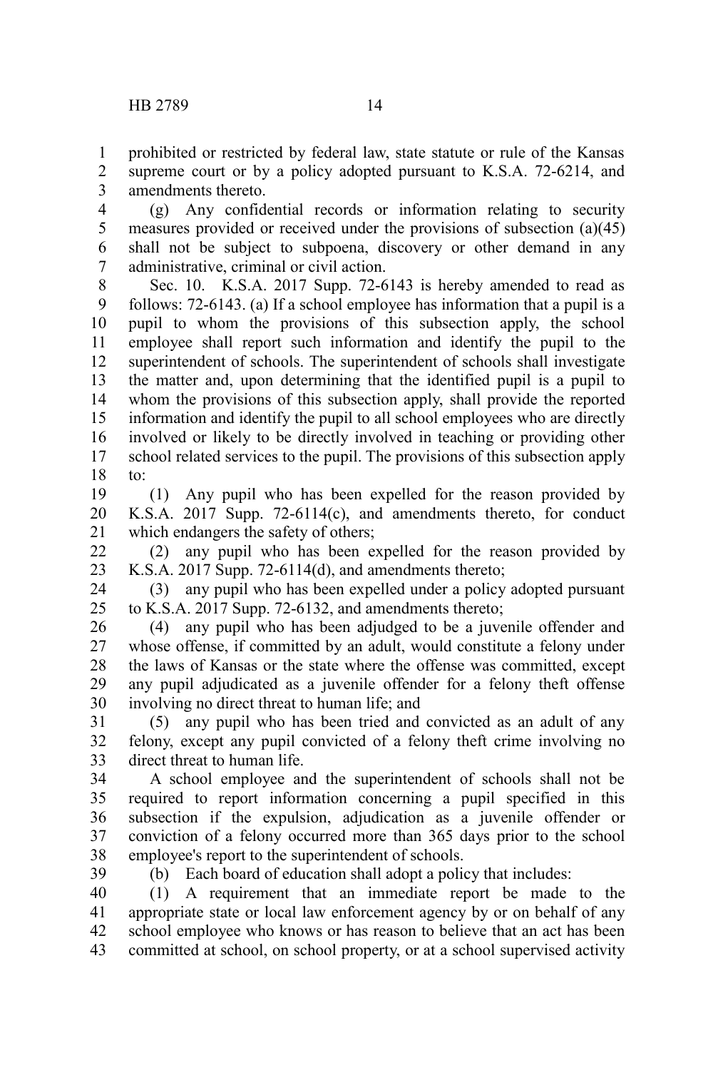prohibited or restricted by federal law, state statute or rule of the Kansas supreme court or by a policy adopted pursuant to K.S.A. 72-6214, and amendments thereto.

(g) Any confidential records or information relating to security measures provided or received under the provisions of subsection (a)(45) shall not be subject to subpoena, discovery or other demand in any administrative, criminal or civil action.

Sec. 10. K.S.A. 2017 Supp. 72-6143 is hereby amended to read as follows: 72-6143. (a) If a school employee has information that a pupil is a pupil to whom the provisions of this subsection apply, the school employee shall report such information and identify the pupil to the superintendent of schools. The superintendent of schools shall investigate the matter and, upon determining that the identified pupil is a pupil to whom the provisions of this subsection apply, shall provide the reported information and identify the pupil to all school employees who are directly involved or likely to be directly involved in teaching or providing other school related services to the pupil. The provisions of this subsection apply to:

(1) Any pupil who has been expelled for the reason provided by K.S.A. 2017 Supp. 72-6114(c), and amendments thereto, for conduct which endangers the safety of others;

(2) any pupil who has been expelled for the reason provided by K.S.A. 2017 Supp. 72-6114(d), and amendments thereto;

(3) any pupil who has been expelled under a policy adopted pursuant to K.S.A. 2017 Supp. 72-6132, and amendments thereto;

(4) any pupil who has been adjudged to be a juvenile offender and whose offense, if committed by an adult, would constitute a felony under the laws of Kansas or the state where the offense was committed, except any pupil adjudicated as a juvenile offender for a felony theft offense involving no direct threat to human life; and

(5) any pupil who has been tried and convicted as an adult of any felony, except any pupil convicted of a felony theft crime involving no direct threat to human life.

A school employee and the superintendent of schools shall not be required to report information concerning a pupil specified in this subsection if the expulsion, adjudication as a juvenile offender or conviction of a felony occurred more than 365 days prior to the school employee's report to the superintendent of schools.

(b) Each board of education shall adopt a policy that includes:

(1) A requirement that an immediate report be made to the appropriate state or local law enforcement agency by or on behalf of any school employee who knows or has reason to believe that an act has been committed at school, on school property, or at a school supervised activity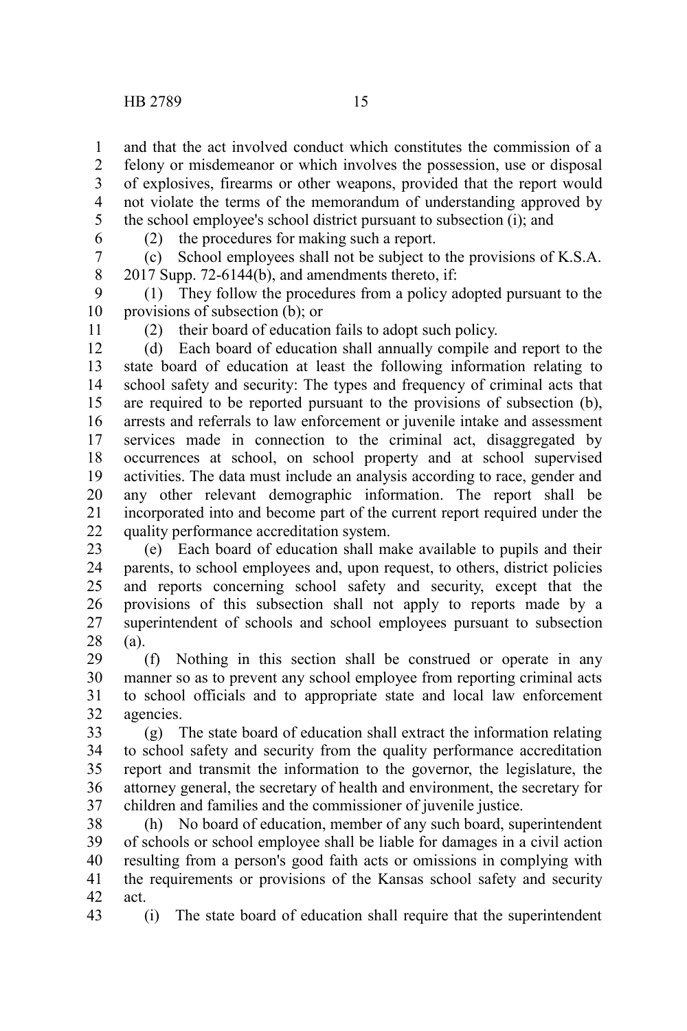and that the act involved conduct which constitutes the commission of a felony or misdemeanor or which involves the possession, use or disposal of explosives, firearms or other weapons, provided that the report would not violate the terms of the memorandum of understanding approved by the school employee's school district pursuant to subsection (i); and

(2) the procedures for making such a report.

(c) School employees shall not be subject to the provisions of K.S.A. 2017 Supp. 72-6144(b), and amendments thereto, if:

(1) They follow the procedures from a policy adopted pursuant to the provisions of subsection (b); or

(2) their board of education fails to adopt such policy.

(d) Each board of education shall annually compile and report to the state board of education at least the following information relating to school safety and security: The types and frequency of criminal acts that are required to be reported pursuant to the provisions of subsection (b), arrests and referrals to law enforcement or juvenile intake and assessment services made in connection to the criminal act, disaggregated by occurrences at school, on school property and at school supervised activities. The data must include an analysis according to race, gender and any other relevant demographic information. The report shall be incorporated into and become part of the current report required under the quality performance accreditation system.

(e) Each board of education shall make available to pupils and their parents, to school employees and, upon request, to others, district policies and reports concerning school safety and security, except that the provisions of this subsection shall not apply to reports made by a superintendent of schools and school employees pursuant to subsection (a).

(f) Nothing in this section shall be construed or operate in any manner so as to prevent any school employee from reporting criminal acts to school officials and to appropriate state and local law enforcement agencies.

(g) The state board of education shall extract the information relating to school safety and security from the quality performance accreditation report and transmit the information to the governor, the legislature, the attorney general, the secretary of health and environment, the secretary for children and families and the commissioner of juvenile justice.

(h) No board of education, member of any such board, superintendent of schools or school employee shall be liable for damages in a civil action resulting from a person's good faith acts or omissions in complying with the requirements or provisions of the Kansas school safety and security act.

(i) The state board of education shall require that the superintendent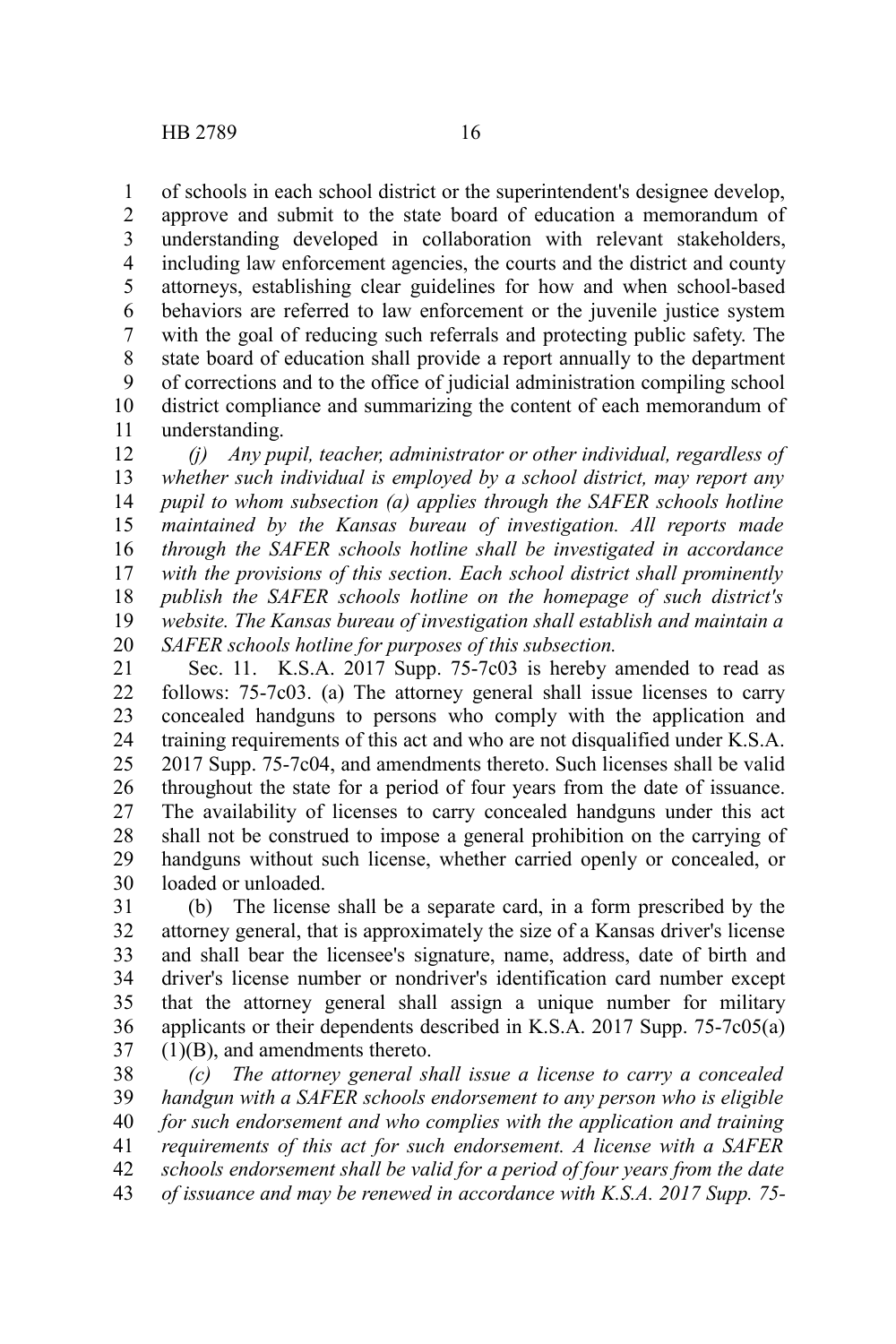of schools in each school district or the superintendent's designee develop, approve and submit to the state board of education a memorandum of understanding developed in collaboration with relevant stakeholders, including law enforcement agencies, the courts and the district and county attorneys, establishing clear guidelines for how and when school-based behaviors are referred to law enforcement or the juvenile justice system with the goal of reducing such referrals and protecting public safety. The state board of education shall provide a report annually to the department of corrections and to the office of judicial administration compiling school district compliance and summarizing the content of each memorandum of understanding.

*(j) Any pupil, teacher, administrator or other individual, regardless of whether such individual is employed by a school district, may report any pupil to whom subsection (a) applies through the SAFER schools hotline maintained by the Kansas bureau of investigation. All reports made through the SAFER schools hotline shall be investigated in accordance with the provisions of this section. Each school district shall prominently publish the SAFER schools hotline on the homepage of such district's website. The Kansas bureau of investigation shall establish and maintain a SAFER schools hotline for purposes of this subsection.*

Sec. 11. K.S.A. 2017 Supp. 75-7c03 is hereby amended to read as follows: 75-7c03. (a) The attorney general shall issue licenses to carry concealed handguns to persons who comply with the application and training requirements of this act and who are not disqualified under K.S.A. 2017 Supp. 75-7c04, and amendments thereto. Such licenses shall be valid throughout the state for a period of four years from the date of issuance. The availability of licenses to carry concealed handguns under this act shall not be construed to impose a general prohibition on the carrying of handguns without such license, whether carried openly or concealed, or loaded or unloaded.

(b) The license shall be a separate card, in a form prescribed by the attorney general, that is approximately the size of a Kansas driver's license and shall bear the licensee's signature, name, address, date of birth and driver's license number or nondriver's identification card number except that the attorney general shall assign a unique number for military applicants or their dependents described in K.S.A. 2017 Supp. 75-7c05(a)(1)(B), and amendments thereto.

*(c) The attorney general shall issue a license to carry a concealed handgun with a SAFER schools endorsement to any person who is eligible for such endorsement and who complies with the application and training requirements of this act for such endorsement. A license with a SAFER schools endorsement shall be valid for a period of four years from the date of issuance and may be renewed in accordance with K.S.A. 2017 Supp. 75-*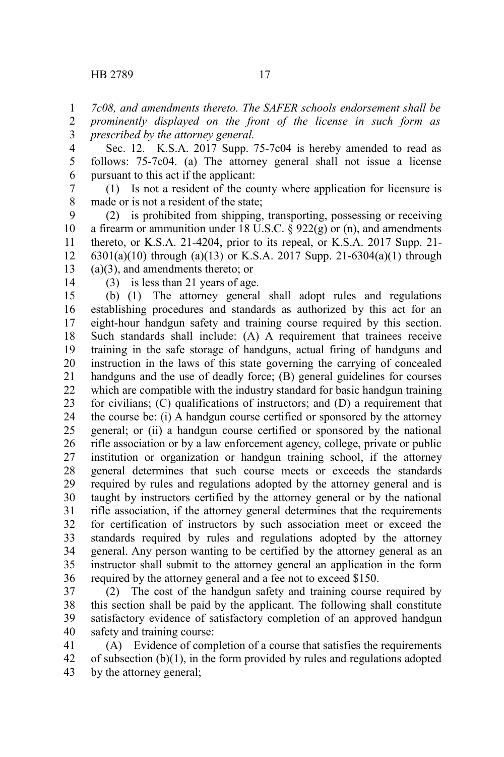*7c08, and amendments thereto. The SAFER schools endorsement shall be prominently displayed on the front of the license in such form as prescribed by the attorney general.*

Sec. 12. K.S.A. 2017 Supp. 75-7c04 is hereby amended to read as follows: 75-7c04. (a) The attorney general shall not issue a license pursuant to this act if the applicant:

(1) Is not a resident of the county where application for licensure is made or is not a resident of the state;

(2) is prohibited from shipping, transporting, possessing or receiving a firearm or ammunition under 18 U.S.C. § 922(g) or (n), and amendments thereto, or K.S.A. 21-4204, prior to its repeal, or K.S.A. 2017 Supp. 21-6301(a)(10) through (a)(13) or K.S.A. 2017 Supp. 21-6304(a)(1) through (a)(3), and amendments thereto; or

(3) is less than 21 years of age.

(b) (1) The attorney general shall adopt rules and regulations establishing procedures and standards as authorized by this act for an eight-hour handgun safety and training course required by this section. Such standards shall include: (A) A requirement that trainees receive training in the safe storage of handguns, actual firing of handguns and instruction in the laws of this state governing the carrying of concealed handguns and the use of deadly force; (B) general guidelines for courses which are compatible with the industry standard for basic handgun training for civilians; (C) qualifications of instructors; and (D) a requirement that the course be: (i) A handgun course certified or sponsored by the attorney general; or (ii) a handgun course certified or sponsored by the national rifle association or by a law enforcement agency, college, private or public institution or organization or handgun training school, if the attorney general determines that such course meets or exceeds the standards required by rules and regulations adopted by the attorney general and is taught by instructors certified by the attorney general or by the national rifle association, if the attorney general determines that the requirements for certification of instructors by such association meet or exceed the standards required by rules and regulations adopted by the attorney general. Any person wanting to be certified by the attorney general as an instructor shall submit to the attorney general an application in the form required by the attorney general and a fee not to exceed $150.

(2) The cost of the handgun safety and training course required by this section shall be paid by the applicant. The following shall constitute satisfactory evidence of satisfactory completion of an approved handgun safety and training course:

(A) Evidence of completion of a course that satisfies the requirements of subsection (b)(1), in the form provided by rules and regulations adopted by the attorney general;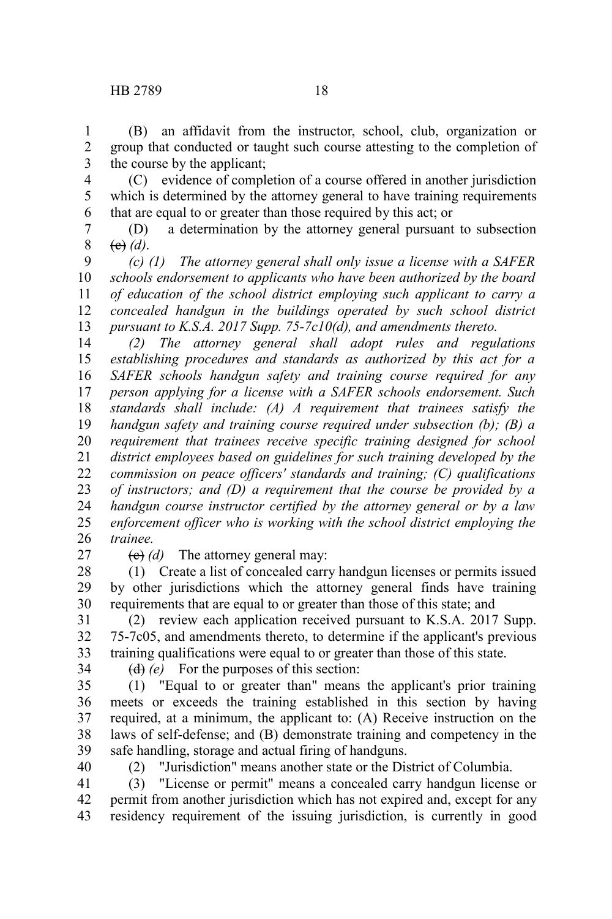(B) an affidavit from the instructor, school, club, organization or group that conducted or taught such course attesting to the completion of the course by the applicant;

(C) evidence of completion of a course offered in another jurisdiction which is determined by the attorney general to have training requirements that are equal to or greater than those required by this act; or

(D) a determination by the attorney general pursuant to subsection ~~(c)~~ *(d)*.

*(c) (1) The attorney general shall only issue a license with a SAFER schools endorsement to applicants who have been authorized by the board of education of the school district employing such applicant to carry a concealed handgun in the buildings operated by such school district pursuant to K.S.A. 2017 Supp. 75-7c10(d), and amendments thereto.*

*(2) The attorney general shall adopt rules and regulations establishing procedures and standards as authorized by this act for a SAFER schools handgun safety and training course required for any person applying for a license with a SAFER schools endorsement. Such standards shall include: (A) A requirement that trainees satisfy the handgun safety and training course required under subsection (b); (B) a requirement that trainees receive specific training designed for school district employees based on guidelines for such training developed by the commission on peace officers' standards and training; (C) qualifications of instructors; and (D) a requirement that the course be provided by a handgun course instructor certified by the attorney general or by a law enforcement officer who is working with the school district employing the trainee.*

~~(c)~~ *(d)* The attorney general may:

(1) Create a list of concealed carry handgun licenses or permits issued by other jurisdictions which the attorney general finds have training requirements that are equal to or greater than those of this state; and

(2) review each application received pursuant to K.S.A. 2017 Supp. 75-7c05, and amendments thereto, to determine if the applicant's previous training qualifications were equal to or greater than those of this state.

~~(d)~~ *(e)* For the purposes of this section:

(1) "Equal to or greater than" means the applicant's prior training meets or exceeds the training established in this section by having required, at a minimum, the applicant to: (A) Receive instruction on the laws of self-defense; and (B) demonstrate training and competency in the safe handling, storage and actual firing of handguns.

(2) "Jurisdiction" means another state or the District of Columbia.

(3) "License or permit" means a concealed carry handgun license or permit from another jurisdiction which has not expired and, except for any residency requirement of the issuing jurisdiction, is currently in good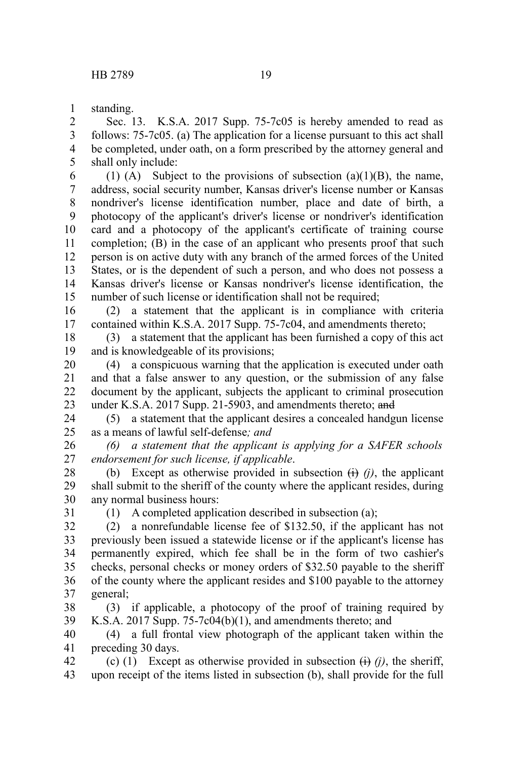standing.

Sec. 13. K.S.A. 2017 Supp. 75-7c05 is hereby amended to read as follows: 75-7c05. (a) The application for a license pursuant to this act shall be completed, under oath, on a form prescribed by the attorney general and shall only include:

(1) (A) Subject to the provisions of subsection (a)(1)(B), the name, address, social security number, Kansas driver's license number or Kansas nondriver's license identification number, place and date of birth, a photocopy of the applicant's driver's license or nondriver's identification card and a photocopy of the applicant's certificate of training course completion; (B) in the case of an applicant who presents proof that such person is on active duty with any branch of the armed forces of the United States, or is the dependent of such a person, and who does not possess a Kansas driver's license or Kansas nondriver's license identification, the number of such license or identification shall not be required;

(2) a statement that the applicant is in compliance with criteria contained within K.S.A. 2017 Supp. 75-7c04, and amendments thereto;

(3) a statement that the applicant has been furnished a copy of this act and is knowledgeable of its provisions;

(4) a conspicuous warning that the application is executed under oath and that a false answer to any question, or the submission of any false document by the applicant, subjects the applicant to criminal prosecution under K.S.A. 2017 Supp. 21-5903, and amendments thereto; ~~and~~

(5) a statement that the applicant desires a concealed handgun license as a means of lawful self-defense*; and*

*(6) a statement that the applicant is applying for a SAFER schools endorsement for such license, if applicable*.

(b) Except as otherwise provided in subsection ~~(i)~~ *(j)*, the applicant shall submit to the sheriff of the county where the applicant resides, during any normal business hours:

(1) A completed application described in subsection (a);

(2) a nonrefundable license fee of $132.50, if the applicant has not previously been issued a statewide license or if the applicant's license has permanently expired, which fee shall be in the form of two cashier's checks, personal checks or money orders of $32.50 payable to the sheriff of the county where the applicant resides and $100 payable to the attorney general;

(3) if applicable, a photocopy of the proof of training required by K.S.A. 2017 Supp. 75-7c04(b)(1), and amendments thereto; and

(4) a full frontal view photograph of the applicant taken within the preceding 30 days.

(c) (1) Except as otherwise provided in subsection ~~(i)~~ *(j)*, the sheriff, upon receipt of the items listed in subsection (b), shall provide for the full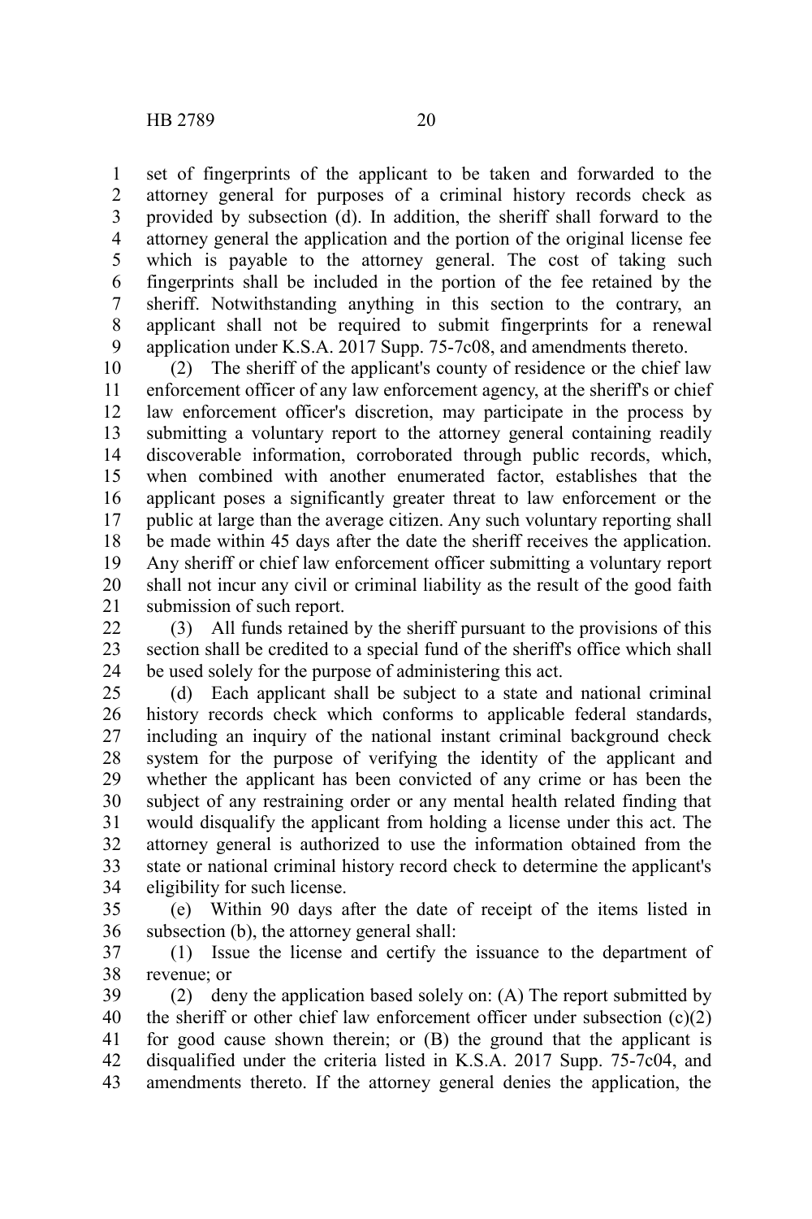set of fingerprints of the applicant to be taken and forwarded to the attorney general for purposes of a criminal history records check as provided by subsection (d). In addition, the sheriff shall forward to the attorney general the application and the portion of the original license fee which is payable to the attorney general. The cost of taking such fingerprints shall be included in the portion of the fee retained by the sheriff. Notwithstanding anything in this section to the contrary, an applicant shall not be required to submit fingerprints for a renewal application under K.S.A. 2017 Supp. 75-7c08, and amendments thereto.

(2) The sheriff of the applicant's county of residence or the chief law enforcement officer of any law enforcement agency, at the sheriff's or chief law enforcement officer's discretion, may participate in the process by submitting a voluntary report to the attorney general containing readily discoverable information, corroborated through public records, which, when combined with another enumerated factor, establishes that the applicant poses a significantly greater threat to law enforcement or the public at large than the average citizen. Any such voluntary reporting shall be made within 45 days after the date the sheriff receives the application. Any sheriff or chief law enforcement officer submitting a voluntary report shall not incur any civil or criminal liability as the result of the good faith submission of such report.

(3) All funds retained by the sheriff pursuant to the provisions of this section shall be credited to a special fund of the sheriff's office which shall be used solely for the purpose of administering this act.

(d) Each applicant shall be subject to a state and national criminal history records check which conforms to applicable federal standards, including an inquiry of the national instant criminal background check system for the purpose of verifying the identity of the applicant and whether the applicant has been convicted of any crime or has been the subject of any restraining order or any mental health related finding that would disqualify the applicant from holding a license under this act. The attorney general is authorized to use the information obtained from the state or national criminal history record check to determine the applicant's eligibility for such license.

(e) Within 90 days after the date of receipt of the items listed in subsection (b), the attorney general shall:

(1) Issue the license and certify the issuance to the department of revenue; or

(2) deny the application based solely on: (A) The report submitted by the sheriff or other chief law enforcement officer under subsection (c)(2) for good cause shown therein; or (B) the ground that the applicant is disqualified under the criteria listed in K.S.A. 2017 Supp. 75-7c04, and amendments thereto. If the attorney general denies the application, the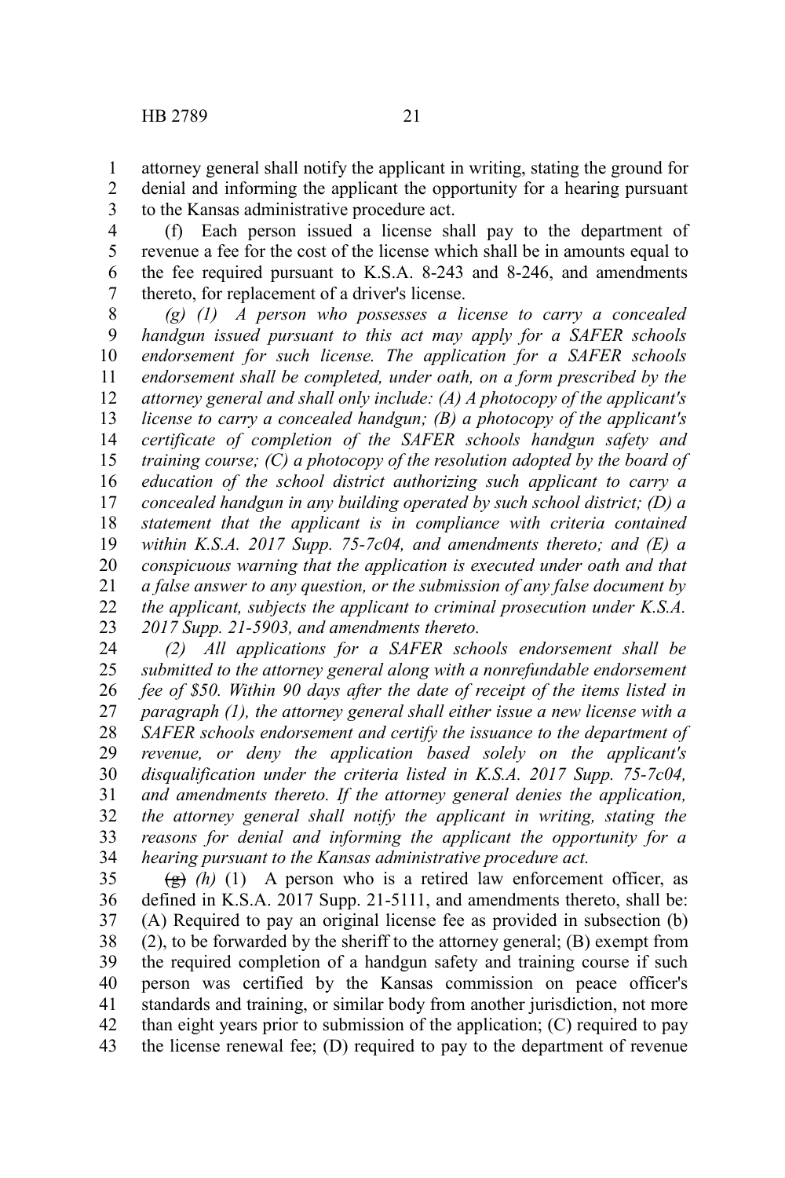attorney general shall notify the applicant in writing, stating the ground for denial and informing the applicant the opportunity for a hearing pursuant to the Kansas administrative procedure act.

(f) Each person issued a license shall pay to the department of revenue a fee for the cost of the license which shall be in amounts equal to the fee required pursuant to K.S.A. 8-243 and 8-246, and amendments thereto, for replacement of a driver's license.

*(g) (1) A person who possesses a license to carry a concealed handgun issued pursuant to this act may apply for a SAFER schools endorsement for such license. The application for a SAFER schools endorsement shall be completed, under oath, on a form prescribed by the attorney general and shall only include: (A) A photocopy of the applicant's license to carry a concealed handgun; (B) a photocopy of the applicant's certificate of completion of the SAFER schools handgun safety and training course; (C) a photocopy of the resolution adopted by the board of education of the school district authorizing such applicant to carry a concealed handgun in any building operated by such school district; (D) a statement that the applicant is in compliance with criteria contained within K.S.A. 2017 Supp. 75-7c04, and amendments thereto; and (E) a conspicuous warning that the application is executed under oath and that a false answer to any question, or the submission of any false document by the applicant, subjects the applicant to criminal prosecution under K.S.A. 2017 Supp. 21-5903, and amendments thereto.*

*(2) All applications for a SAFER schools endorsement shall be submitted to the attorney general along with a nonrefundable endorsement fee of $50. Within 90 days after the date of receipt of the items listed in paragraph (1), the attorney general shall either issue a new license with a SAFER schools endorsement and certify the issuance to the department of revenue, or deny the application based solely on the applicant's disqualification under the criteria listed in K.S.A. 2017 Supp. 75-7c04, and amendments thereto. If the attorney general denies the application, the attorney general shall notify the applicant in writing, stating the reasons for denial and informing the applicant the opportunity for a hearing pursuant to the Kansas administrative procedure act.*

~~(g)~~ *(h)* (1) A person who is a retired law enforcement officer, as defined in K.S.A. 2017 Supp. 21-5111, and amendments thereto, shall be: (A) Required to pay an original license fee as provided in subsection (b)(2), to be forwarded by the sheriff to the attorney general; (B) exempt from the required completion of a handgun safety and training course if such person was certified by the Kansas commission on peace officer's standards and training, or similar body from another jurisdiction, not more than eight years prior to submission of the application; (C) required to pay the license renewal fee; (D) required to pay to the department of revenue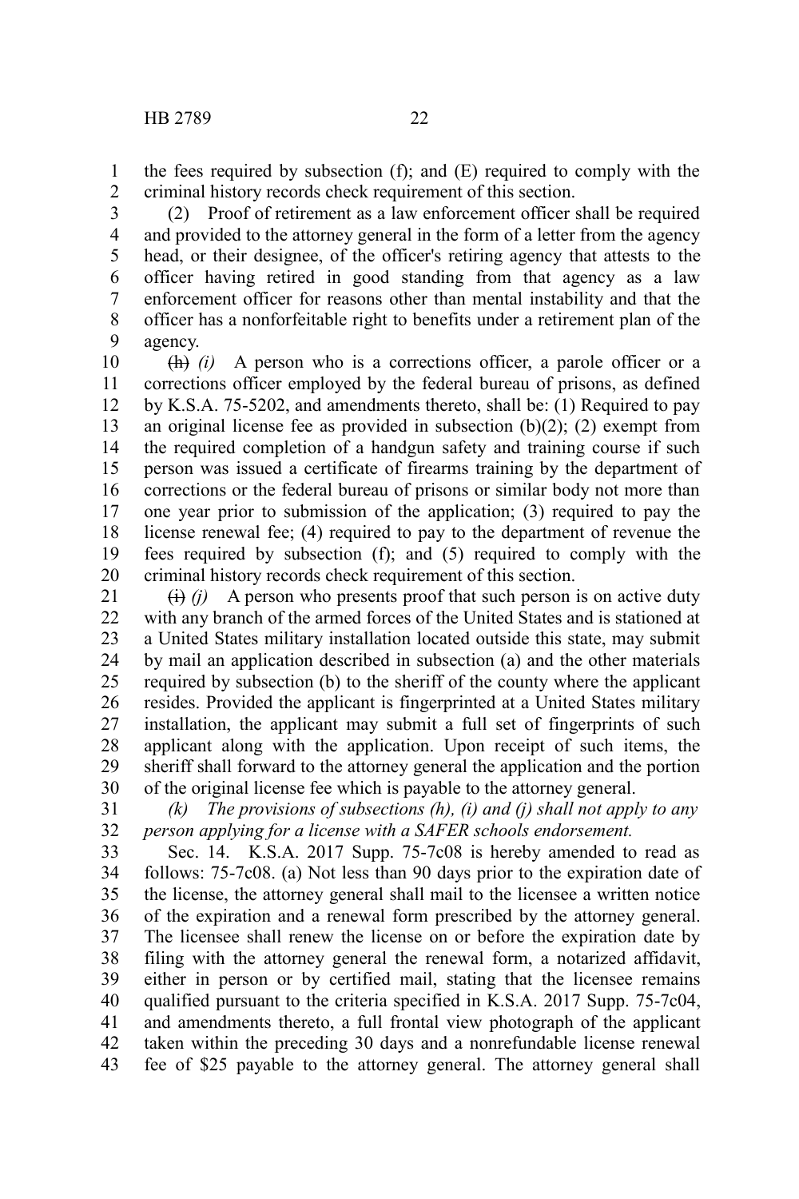the fees required by subsection (f); and (E) required to comply with the criminal history records check requirement of this section.

(2) Proof of retirement as a law enforcement officer shall be required and provided to the attorney general in the form of a letter from the agency head, or their designee, of the officer's retiring agency that attests to the officer having retired in good standing from that agency as a law enforcement officer for reasons other than mental instability and that the officer has a nonforfeitable right to benefits under a retirement plan of the agency.

~~(h)~~ *(i)* A person who is a corrections officer, a parole officer or a corrections officer employed by the federal bureau of prisons, as defined by K.S.A. 75-5202, and amendments thereto, shall be: (1) Required to pay an original license fee as provided in subsection (b)(2); (2) exempt from the required completion of a handgun safety and training course if such person was issued a certificate of firearms training by the department of corrections or the federal bureau of prisons or similar body not more than one year prior to submission of the application; (3) required to pay the license renewal fee; (4) required to pay to the department of revenue the fees required by subsection (f); and (5) required to comply with the criminal history records check requirement of this section.

~~(i)~~ *(j)* A person who presents proof that such person is on active duty with any branch of the armed forces of the United States and is stationed at a United States military installation located outside this state, may submit by mail an application described in subsection (a) and the other materials required by subsection (b) to the sheriff of the county where the applicant resides. Provided the applicant is fingerprinted at a United States military installation, the applicant may submit a full set of fingerprints of such applicant along with the application. Upon receipt of such items, the sheriff shall forward to the attorney general the application and the portion of the original license fee which is payable to the attorney general.

*(k) The provisions of subsections (h), (i) and (j) shall not apply to any person applying for a license with a SAFER schools endorsement.*

Sec. 14. K.S.A. 2017 Supp. 75-7c08 is hereby amended to read as follows: 75-7c08. (a) Not less than 90 days prior to the expiration date of the license, the attorney general shall mail to the licensee a written notice of the expiration and a renewal form prescribed by the attorney general. The licensee shall renew the license on or before the expiration date by filing with the attorney general the renewal form, a notarized affidavit, either in person or by certified mail, stating that the licensee remains qualified pursuant to the criteria specified in K.S.A. 2017 Supp. 75-7c04, and amendments thereto, a full frontal view photograph of the applicant taken within the preceding 30 days and a nonrefundable license renewal fee of $25 payable to the attorney general. The attorney general shall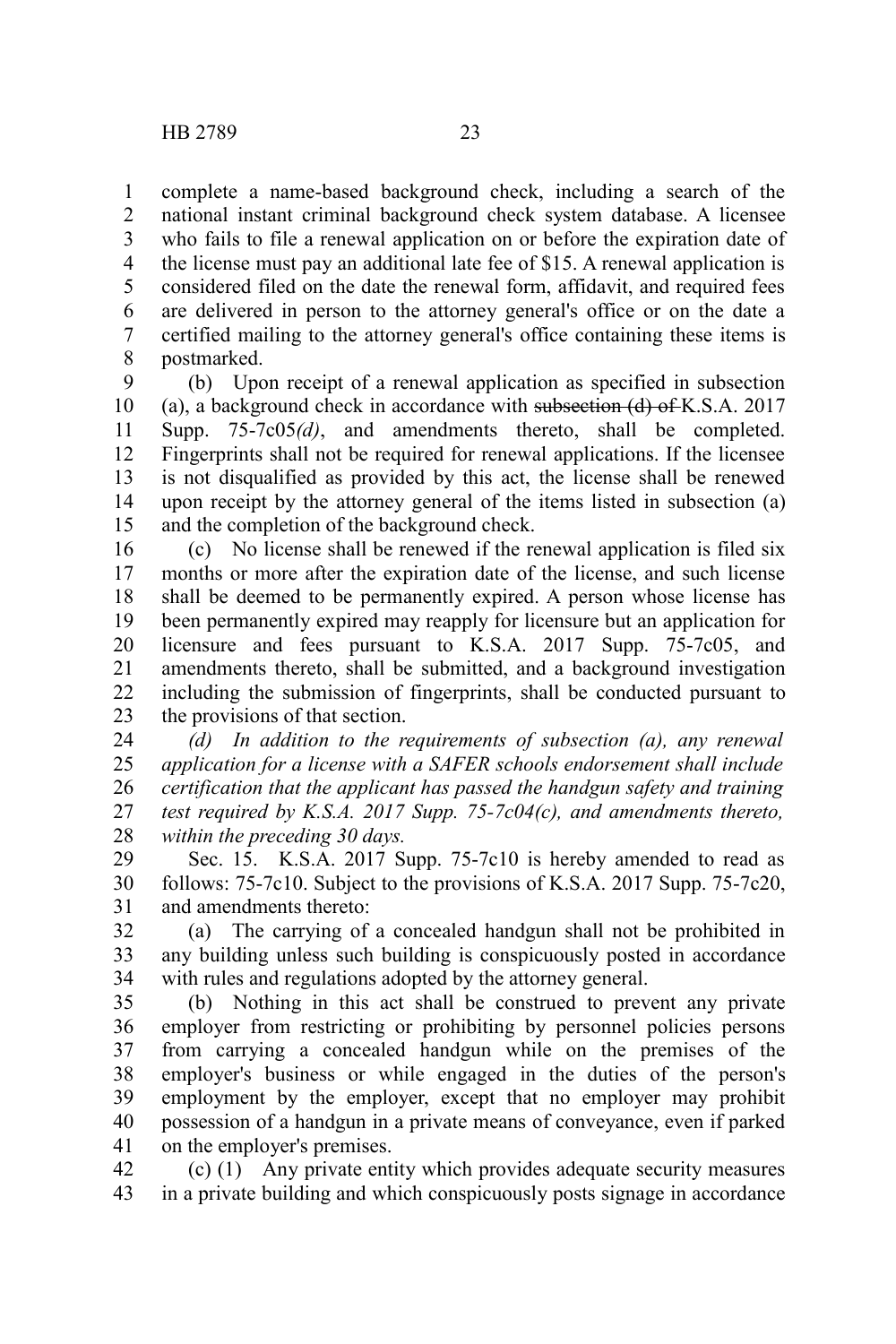complete a name-based background check, including a search of the national instant criminal background check system database. A licensee who fails to file a renewal application on or before the expiration date of the license must pay an additional late fee of $15. A renewal application is considered filed on the date the renewal form, affidavit, and required fees are delivered in person to the attorney general's office or on the date a certified mailing to the attorney general's office containing these items is postmarked.

(b) Upon receipt of a renewal application as specified in subsection (a), a background check in accordance with ~~subsection (d) of~~ K.S.A. 2017 Supp. 75-7c05*(d)*, and amendments thereto, shall be completed. Fingerprints shall not be required for renewal applications. If the licensee is not disqualified as provided by this act, the license shall be renewed upon receipt by the attorney general of the items listed in subsection (a) and the completion of the background check.

(c) No license shall be renewed if the renewal application is filed six months or more after the expiration date of the license, and such license shall be deemed to be permanently expired. A person whose license has been permanently expired may reapply for licensure but an application for licensure and fees pursuant to K.S.A. 2017 Supp. 75-7c05, and amendments thereto, shall be submitted, and a background investigation including the submission of fingerprints, shall be conducted pursuant to the provisions of that section.

*(d) In addition to the requirements of subsection (a), any renewal application for a license with a SAFER schools endorsement shall include certification that the applicant has passed the handgun safety and training test required by K.S.A. 2017 Supp. 75-7c04(c), and amendments thereto, within the preceding 30 days.*

Sec. 15. K.S.A. 2017 Supp. 75-7c10 is hereby amended to read as follows: 75-7c10. Subject to the provisions of K.S.A. 2017 Supp. 75-7c20, and amendments thereto:

(a) The carrying of a concealed handgun shall not be prohibited in any building unless such building is conspicuously posted in accordance with rules and regulations adopted by the attorney general.

(b) Nothing in this act shall be construed to prevent any private employer from restricting or prohibiting by personnel policies persons from carrying a concealed handgun while on the premises of the employer's business or while engaged in the duties of the person's employment by the employer, except that no employer may prohibit possession of a handgun in a private means of conveyance, even if parked on the employer's premises.

(c) (1) Any private entity which provides adequate security measures in a private building and which conspicuously posts signage in accordance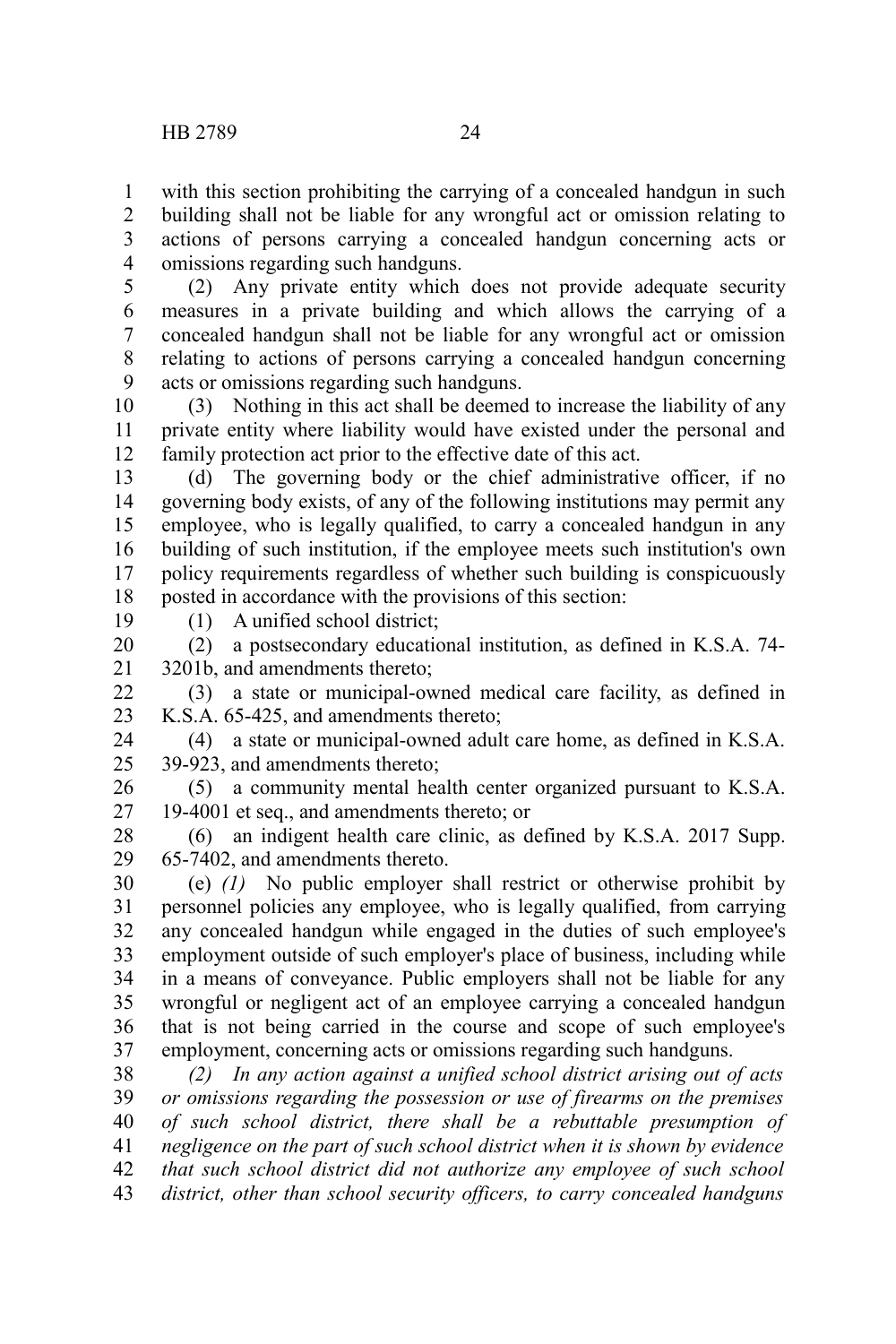with this section prohibiting the carrying of a concealed handgun in such building shall not be liable for any wrongful act or omission relating to actions of persons carrying a concealed handgun concerning acts or omissions regarding such handguns.

(2) Any private entity which does not provide adequate security measures in a private building and which allows the carrying of a concealed handgun shall not be liable for any wrongful act or omission relating to actions of persons carrying a concealed handgun concerning acts or omissions regarding such handguns.

(3) Nothing in this act shall be deemed to increase the liability of any private entity where liability would have existed under the personal and family protection act prior to the effective date of this act.

(d) The governing body or the chief administrative officer, if no governing body exists, of any of the following institutions may permit any employee, who is legally qualified, to carry a concealed handgun in any building of such institution, if the employee meets such institution's own policy requirements regardless of whether such building is conspicuously posted in accordance with the provisions of this section:

(1) A unified school district;

(2) a postsecondary educational institution, as defined in K.S.A. 74-3201b, and amendments thereto;

(3) a state or municipal-owned medical care facility, as defined in K.S.A. 65-425, and amendments thereto;

(4) a state or municipal-owned adult care home, as defined in K.S.A. 39-923, and amendments thereto;

(5) a community mental health center organized pursuant to K.S.A. 19-4001 et seq., and amendments thereto; or

(6) an indigent health care clinic, as defined by K.S.A. 2017 Supp. 65-7402, and amendments thereto.

(e) *(1)* No public employer shall restrict or otherwise prohibit by personnel policies any employee, who is legally qualified, from carrying any concealed handgun while engaged in the duties of such employee's employment outside of such employer's place of business, including while in a means of conveyance. Public employers shall not be liable for any wrongful or negligent act of an employee carrying a concealed handgun that is not being carried in the course and scope of such employee's employment, concerning acts or omissions regarding such handguns.

*(2) In any action against a unified school district arising out of acts or omissions regarding the possession or use of firearms on the premises of such school district, there shall be a rebuttable presumption of negligence on the part of such school district when it is shown by evidence that such school district did not authorize any employee of such school district, other than school security officers, to carry concealed handguns*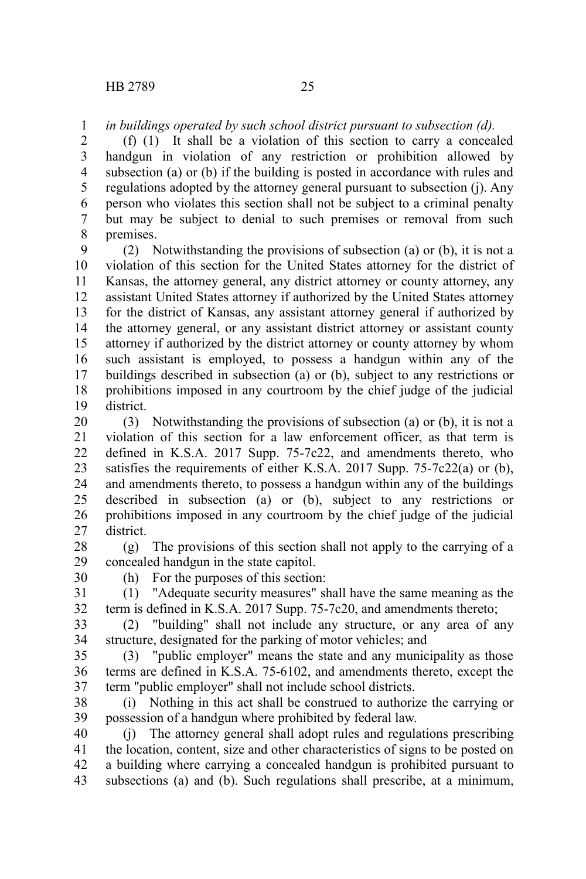*in buildings operated by such school district pursuant to subsection (d).*

(f) (1) It shall be a violation of this section to carry a concealed handgun in violation of any restriction or prohibition allowed by subsection (a) or (b) if the building is posted in accordance with rules and regulations adopted by the attorney general pursuant to subsection (j). Any person who violates this section shall not be subject to a criminal penalty but may be subject to denial to such premises or removal from such premises.

(2) Notwithstanding the provisions of subsection (a) or (b), it is not a violation of this section for the United States attorney for the district of Kansas, the attorney general, any district attorney or county attorney, any assistant United States attorney if authorized by the United States attorney for the district of Kansas, any assistant attorney general if authorized by the attorney general, or any assistant district attorney or assistant county attorney if authorized by the district attorney or county attorney by whom such assistant is employed, to possess a handgun within any of the buildings described in subsection (a) or (b), subject to any restrictions or prohibitions imposed in any courtroom by the chief judge of the judicial district.

(3) Notwithstanding the provisions of subsection (a) or (b), it is not a violation of this section for a law enforcement officer, as that term is defined in K.S.A. 2017 Supp. 75-7c22, and amendments thereto, who satisfies the requirements of either K.S.A. 2017 Supp. 75-7c22(a) or (b), and amendments thereto, to possess a handgun within any of the buildings described in subsection (a) or (b), subject to any restrictions or prohibitions imposed in any courtroom by the chief judge of the judicial district.

(g) The provisions of this section shall not apply to the carrying of a concealed handgun in the state capitol.

(h) For the purposes of this section:

(1) "Adequate security measures" shall have the same meaning as the term is defined in K.S.A. 2017 Supp. 75-7c20, and amendments thereto;

(2) "building" shall not include any structure, or any area of any structure, designated for the parking of motor vehicles; and

(3) "public employer" means the state and any municipality as those terms are defined in K.S.A. 75-6102, and amendments thereto, except the term "public employer" shall not include school districts.

(i) Nothing in this act shall be construed to authorize the carrying or possession of a handgun where prohibited by federal law.

(j) The attorney general shall adopt rules and regulations prescribing the location, content, size and other characteristics of signs to be posted on a building where carrying a concealed handgun is prohibited pursuant to subsections (a) and (b). Such regulations shall prescribe, at a minimum,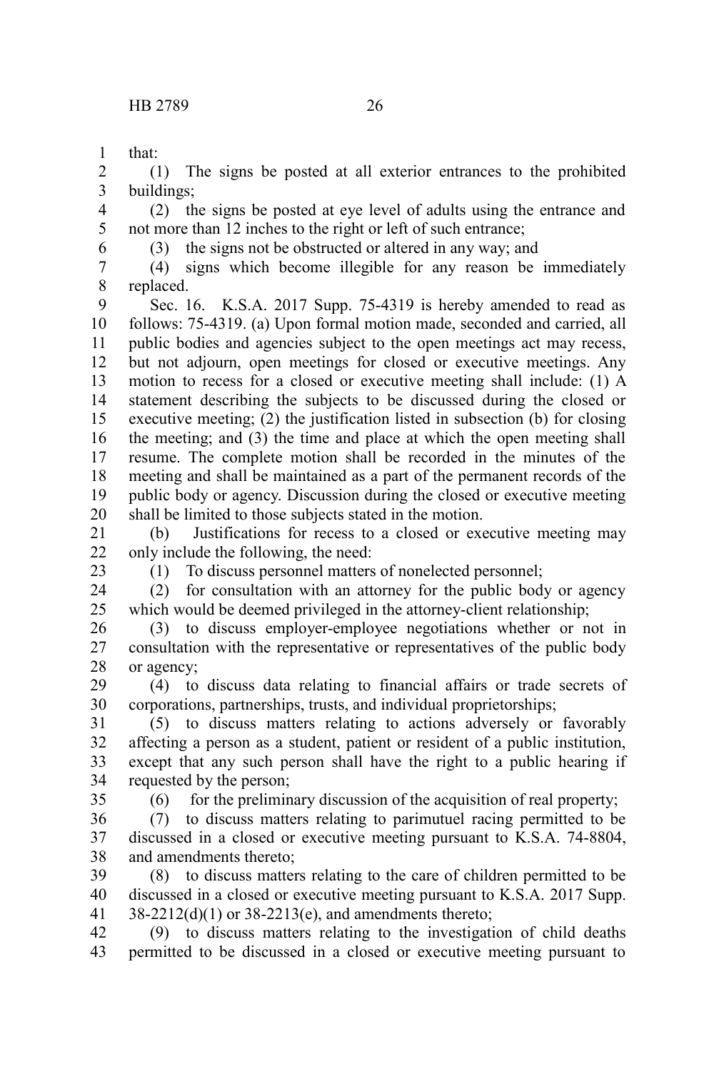that:

(1) The signs be posted at all exterior entrances to the prohibited buildings;

(2) the signs be posted at eye level of adults using the entrance and not more than 12 inches to the right or left of such entrance;

(3) the signs not be obstructed or altered in any way; and

(4) signs which become illegible for any reason be immediately replaced.

Sec. 16. K.S.A. 2017 Supp. 75-4319 is hereby amended to read as follows: 75-4319. (a) Upon formal motion made, seconded and carried, all public bodies and agencies subject to the open meetings act may recess, but not adjourn, open meetings for closed or executive meetings. Any motion to recess for a closed or executive meeting shall include: (1) A statement describing the subjects to be discussed during the closed or executive meeting; (2) the justification listed in subsection (b) for closing the meeting; and (3) the time and place at which the open meeting shall resume. The complete motion shall be recorded in the minutes of the meeting and shall be maintained as a part of the permanent records of the public body or agency. Discussion during the closed or executive meeting shall be limited to those subjects stated in the motion.

(b) Justifications for recess to a closed or executive meeting may only include the following, the need:

(1) To discuss personnel matters of nonelected personnel;

(2) for consultation with an attorney for the public body or agency which would be deemed privileged in the attorney-client relationship;

(3) to discuss employer-employee negotiations whether or not in consultation with the representative or representatives of the public body or agency;

(4) to discuss data relating to financial affairs or trade secrets of corporations, partnerships, trusts, and individual proprietorships;

(5) to discuss matters relating to actions adversely or favorably affecting a person as a student, patient or resident of a public institution, except that any such person shall have the right to a public hearing if requested by the person;

(6) for the preliminary discussion of the acquisition of real property;

(7) to discuss matters relating to parimutuel racing permitted to be discussed in a closed or executive meeting pursuant to K.S.A. 74-8804, and amendments thereto;

(8) to discuss matters relating to the care of children permitted to be discussed in a closed or executive meeting pursuant to K.S.A. 2017 Supp. 38-2212(d)(1) or 38-2213(e), and amendments thereto;

(9) to discuss matters relating to the investigation of child deaths permitted to be discussed in a closed or executive meeting pursuant to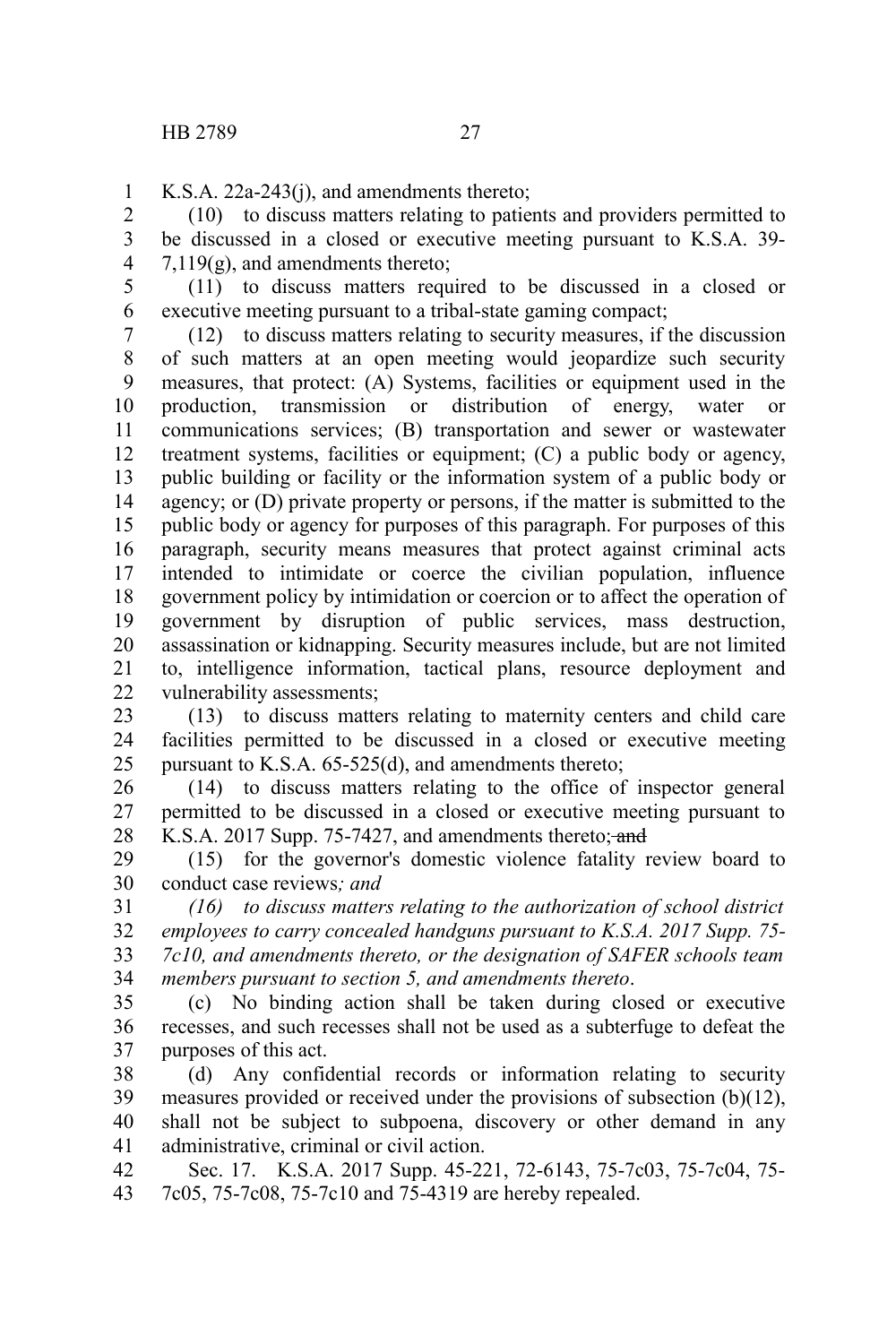K.S.A. 22a-243(j), and amendments thereto;

(10) to discuss matters relating to patients and providers permitted to be discussed in a closed or executive meeting pursuant to K.S.A. 39-7,119(g), and amendments thereto;

(11) to discuss matters required to be discussed in a closed or executive meeting pursuant to a tribal-state gaming compact;

(12) to discuss matters relating to security measures, if the discussion of such matters at an open meeting would jeopardize such security measures, that protect: (A) Systems, facilities or equipment used in the production, transmission or distribution of energy, water or communications services; (B) transportation and sewer or wastewater treatment systems, facilities or equipment; (C) a public body or agency, public building or facility or the information system of a public body or agency; or (D) private property or persons, if the matter is submitted to the public body or agency for purposes of this paragraph. For purposes of this paragraph, security means measures that protect against criminal acts intended to intimidate or coerce the civilian population, influence government policy by intimidation or coercion or to affect the operation of government by disruption of public services, mass destruction, assassination or kidnapping. Security measures include, but are not limited to, intelligence information, tactical plans, resource deployment and vulnerability assessments;

(13) to discuss matters relating to maternity centers and child care facilities permitted to be discussed in a closed or executive meeting pursuant to K.S.A. 65-525(d), and amendments thereto;

(14) to discuss matters relating to the office of inspector general permitted to be discussed in a closed or executive meeting pursuant to K.S.A. 2017 Supp. 75-7427, and amendments thereto; ~~and~~

(15) for the governor's domestic violence fatality review board to conduct case reviews*; and*

*(16) to discuss matters relating to the authorization of school district employees to carry concealed handguns pursuant to K.S.A. 2017 Supp. 75-7c10, and amendments thereto, or the designation of SAFER schools team members pursuant to section 5, and amendments thereto*.

(c) No binding action shall be taken during closed or executive recesses, and such recesses shall not be used as a subterfuge to defeat the purposes of this act.

(d) Any confidential records or information relating to security measures provided or received under the provisions of subsection (b)(12), shall not be subject to subpoena, discovery or other demand in any administrative, criminal or civil action.

Sec. 17. K.S.A. 2017 Supp. 45-221, 72-6143, 75-7c03, 75-7c04, 75-7c05, 75-7c08, 75-7c10 and 75-4319 are hereby repealed.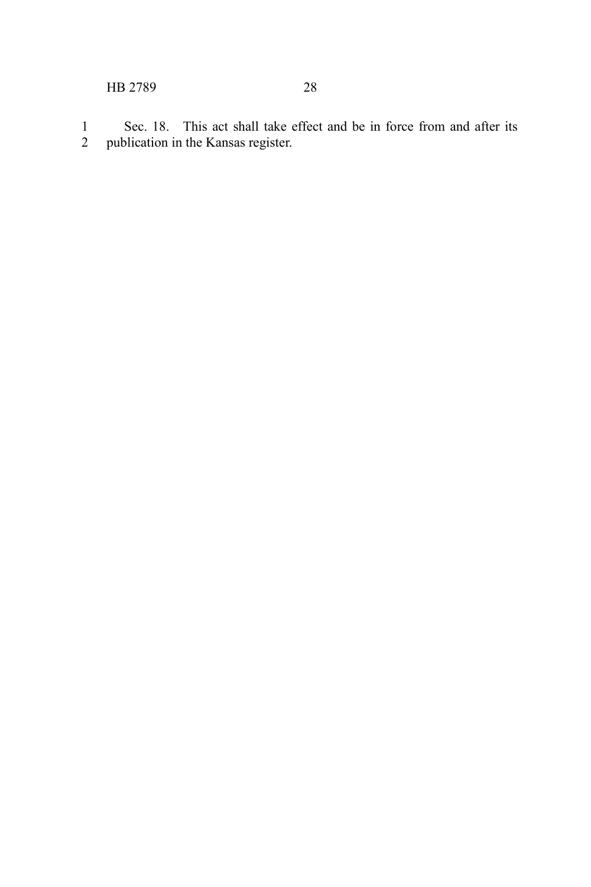Sec. 18. This act shall take effect and be in force from and after its publication in the Kansas register.